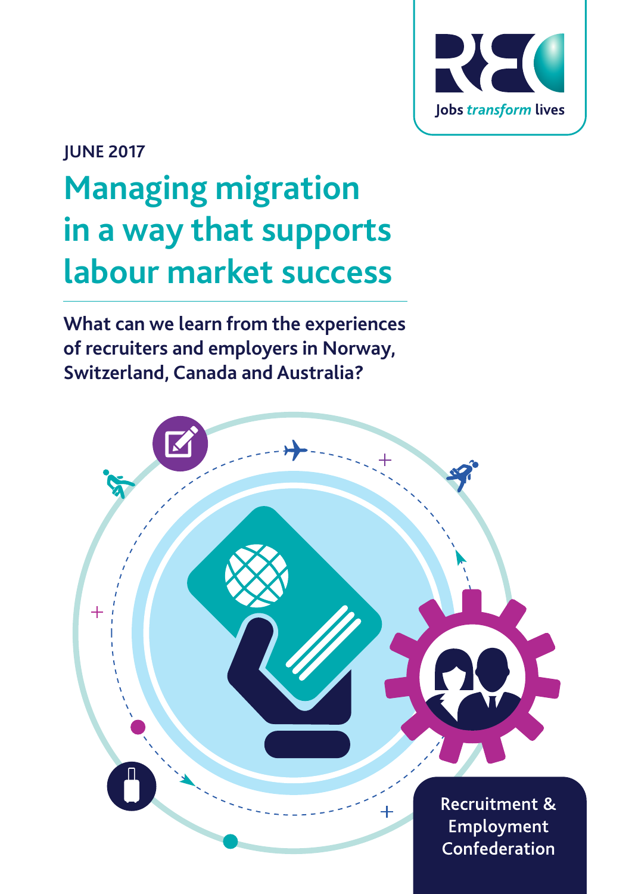JUNE 2017

# Managing migration in a way that supports labour market success

**What can we learn from the experiences of recruiters and employers in Norway, Switzerland, Canada and Australia?**

Recruitment & Employment Confederation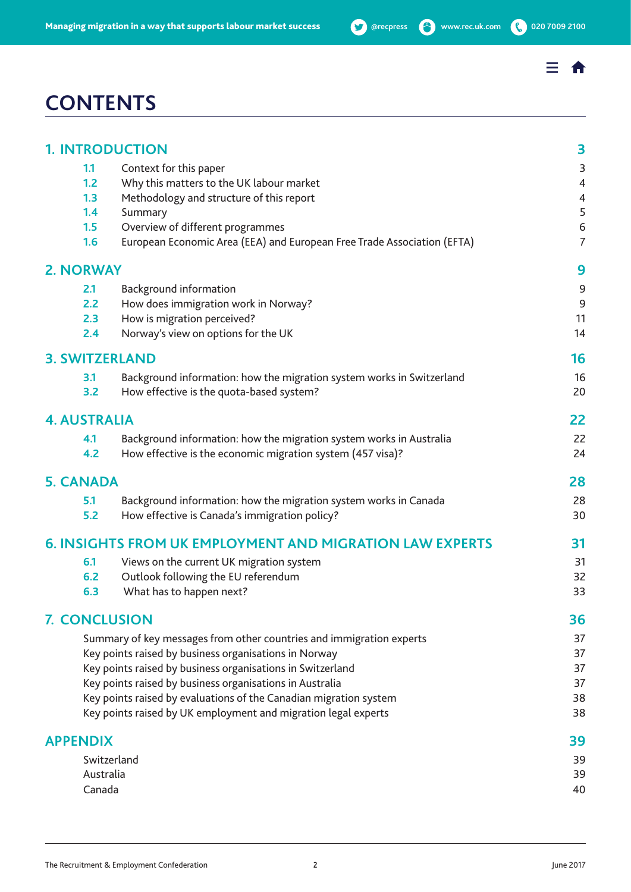# CONTENTS

| | | |
|---|---|---|
| **1. INTRODUCTION** | | **3** |
| 1.1 | Context for this paper | 3 |
| 1.2 | Why this matters to the UK labour market | 4 |
| 1.3 | Methodology and structure of this report | 4 |
| 1.4 | Summary | 5 |
| 1.5 | Overview of different programmes | 6 |
| 1.6 | European Economic Area (EEA) and European Free Trade Association (EFTA) | 7 |
| **2. NORWAY** | | **9** |
| 2.1 | Background information | 9 |
| 2.2 | How does immigration work in Norway? | 9 |
| 2.3 | How is migration perceived? | 11 |
| 2.4 | Norway's view on options for the UK | 14 |
| **3. SWITZERLAND** | | **16** |
| 3.1 | Background information: how the migration system works in Switzerland | 16 |
| 3.2 | How effective is the quota-based system? | 20 |
| **4. AUSTRALIA** | | **22** |
| 4.1 | Background information: how the migration system works in Australia | 22 |
| 4.2 | How effective is the economic migration system (457 visa)? | 24 |
| **5. CANADA** | | **28** |
| 5.1 | Background information: how the migration system works in Canada | 28 |
| 5.2 | How effective is Canada's immigration policy? | 30 |
| **6. INSIGHTS FROM UK EMPLOYMENT AND MIGRATION LAW EXPERTS** | | **31** |
| 6.1 | Views on the current UK migration system | 31 |
| 6.2 | Outlook following the EU referendum | 32 |
| 6.3 | What has to happen next? | 33 |
| **7. CONCLUSION** | | **36** |
| | Summary of key messages from other countries and immigration experts | 37 |
| | Key points raised by business organisations in Norway | 37 |
| | Key points raised by business organisations in Switzerland | 37 |
| | Key points raised by business organisations in Australia | 37 |
| | Key points raised by evaluations of the Canadian migration system | 38 |
| | Key points raised by UK employment and migration legal experts | 38 |
| **APPENDIX** | | **39** |
| | Switzerland | 39 |
| | Australia | 39 |
| | Canada | 40 |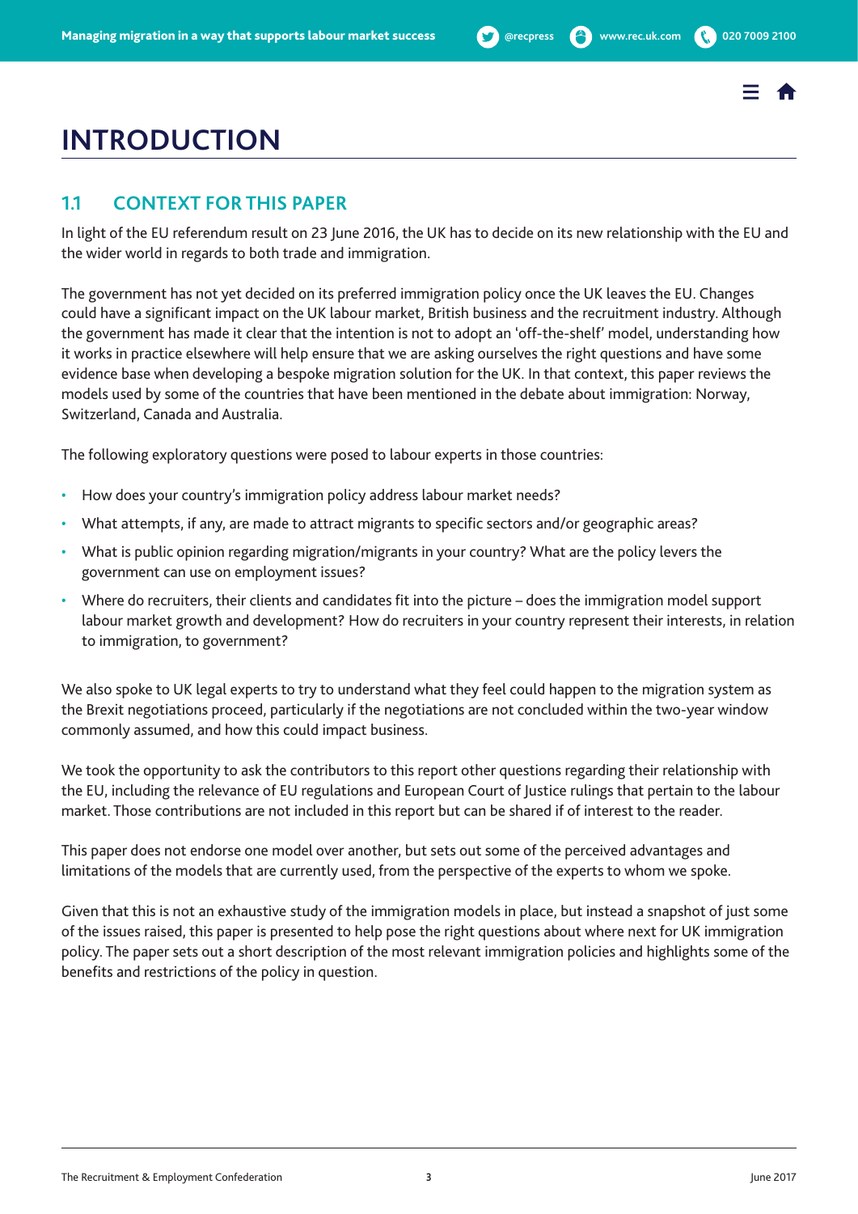# INTRODUCTION

## 1.1 CONTEXT FOR THIS PAPER

In light of the EU referendum result on 23 June 2016, the UK has to decide on its new relationship with the EU and the wider world in regards to both trade and immigration.

The government has not yet decided on its preferred immigration policy once the UK leaves the EU. Changes could have a significant impact on the UK labour market, British business and the recruitment industry. Although the government has made it clear that the intention is not to adopt an 'off-the-shelf' model, understanding how it works in practice elsewhere will help ensure that we are asking ourselves the right questions and have some evidence base when developing a bespoke migration solution for the UK. In that context, this paper reviews the models used by some of the countries that have been mentioned in the debate about immigration: Norway, Switzerland, Canada and Australia.

The following exploratory questions were posed to labour experts in those countries:

- How does your country's immigration policy address labour market needs?
- What attempts, if any, are made to attract migrants to specific sectors and/or geographic areas?
- What is public opinion regarding migration/migrants in your country? What are the policy levers the government can use on employment issues?
- Where do recruiters, their clients and candidates fit into the picture – does the immigration model support labour market growth and development? How do recruiters in your country represent their interests, in relation to immigration, to government?

We also spoke to UK legal experts to try to understand what they feel could happen to the migration system as the Brexit negotiations proceed, particularly if the negotiations are not concluded within the two-year window commonly assumed, and how this could impact business.

We took the opportunity to ask the contributors to this report other questions regarding their relationship with the EU, including the relevance of EU regulations and European Court of Justice rulings that pertain to the labour market. Those contributions are not included in this report but can be shared if of interest to the reader.

This paper does not endorse one model over another, but sets out some of the perceived advantages and limitations of the models that are currently used, from the perspective of the experts to whom we spoke.

Given that this is not an exhaustive study of the immigration models in place, but instead a snapshot of just some of the issues raised, this paper is presented to help pose the right questions about where next for UK immigration policy. The paper sets out a short description of the most relevant immigration policies and highlights some of the benefits and restrictions of the policy in question.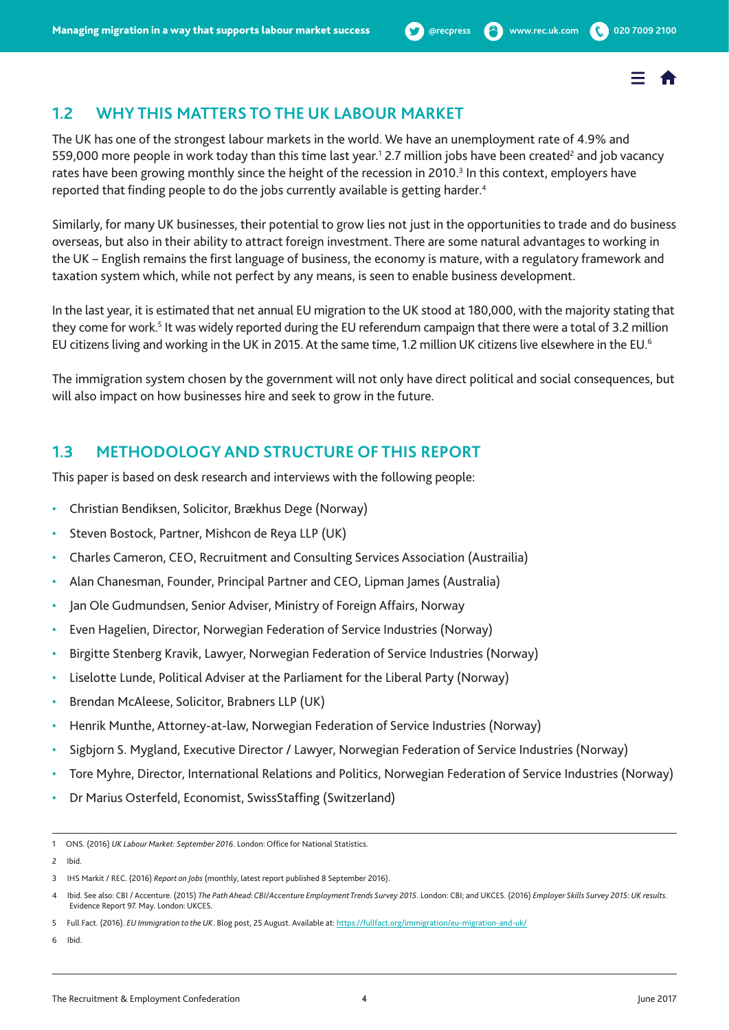## 1.2 WHY THIS MATTERS TO THE UK LABOUR MARKET

The UK has one of the strongest labour markets in the world. We have an unemployment rate of 4.9% and 559,000 more people in work today than this time last year.[1] 2.7 million jobs have been created[2] and job vacancy rates have been growing monthly since the height of the recession in 2010.[3] In this context, employers have reported that finding people to do the jobs currently available is getting harder.[4]

Similarly, for many UK businesses, their potential to grow lies not just in the opportunities to trade and do business overseas, but also in their ability to attract foreign investment. There are some natural advantages to working in the UK – English remains the first language of business, the economy is mature, with a regulatory framework and taxation system which, while not perfect by any means, is seen to enable business development.

In the last year, it is estimated that net annual EU migration to the UK stood at 180,000, with the majority stating that they come for work.[5] It was widely reported during the EU referendum campaign that there were a total of 3.2 million EU citizens living and working in the UK in 2015. At the same time, 1.2 million UK citizens live elsewhere in the EU.[6]

The immigration system chosen by the government will not only have direct political and social consequences, but will also impact on how businesses hire and seek to grow in the future.

## 1.3 METHODOLOGY AND STRUCTURE OF THIS REPORT

This paper is based on desk research and interviews with the following people:

- Christian Bendiksen, Solicitor, Brækhus Dege (Norway)
- Steven Bostock, Partner, Mishcon de Reya LLP (UK)
- Charles Cameron, CEO, Recruitment and Consulting Services Association (Austrailia)
- Alan Chanesman, Founder, Principal Partner and CEO, Lipman James (Australia)
- Jan Ole Gudmundsen, Senior Adviser, Ministry of Foreign Affairs, Norway
- Even Hagelien, Director, Norwegian Federation of Service Industries (Norway)
- Birgitte Stenberg Kravik, Lawyer, Norwegian Federation of Service Industries (Norway)
- Liselotte Lunde, Political Adviser at the Parliament for the Liberal Party (Norway)
- Brendan McAleese, Solicitor, Brabners LLP (UK)
- Henrik Munthe, Attorney-at-law, Norwegian Federation of Service Industries (Norway)
- Sigbjorn S. Mygland, Executive Director / Lawyer, Norwegian Federation of Service Industries (Norway)
- Tore Myhre, Director, International Relations and Politics, Norwegian Federation of Service Industries (Norway)
- Dr Marius Osterfeld, Economist, SwissStaffing (Switzerland)

---

1 ONS. (2016) *UK Labour Market: September 2016*. London: Office for National Statistics.

2 Ibid.

3 IHS Markit / REC. (2016) *Report on Jobs* (monthly, latest report published 8 September 2016).

4 Ibid. See also: CBI / Accenture. (2015) *The Path Ahead: CBI/Accenture Employment Trends Survey 2015*. London: CBI; and UKCES. (2016) *Employer Skills Survey 2015: UK results*. Evidence Report 97. May. London: UKCES.

5 Full Fact. (2016). *EU Immigration to the UK*. Blog post, 25 August. Available at: https://fullfact.org/immigration/eu-migration-and-uk/

6 Ibid.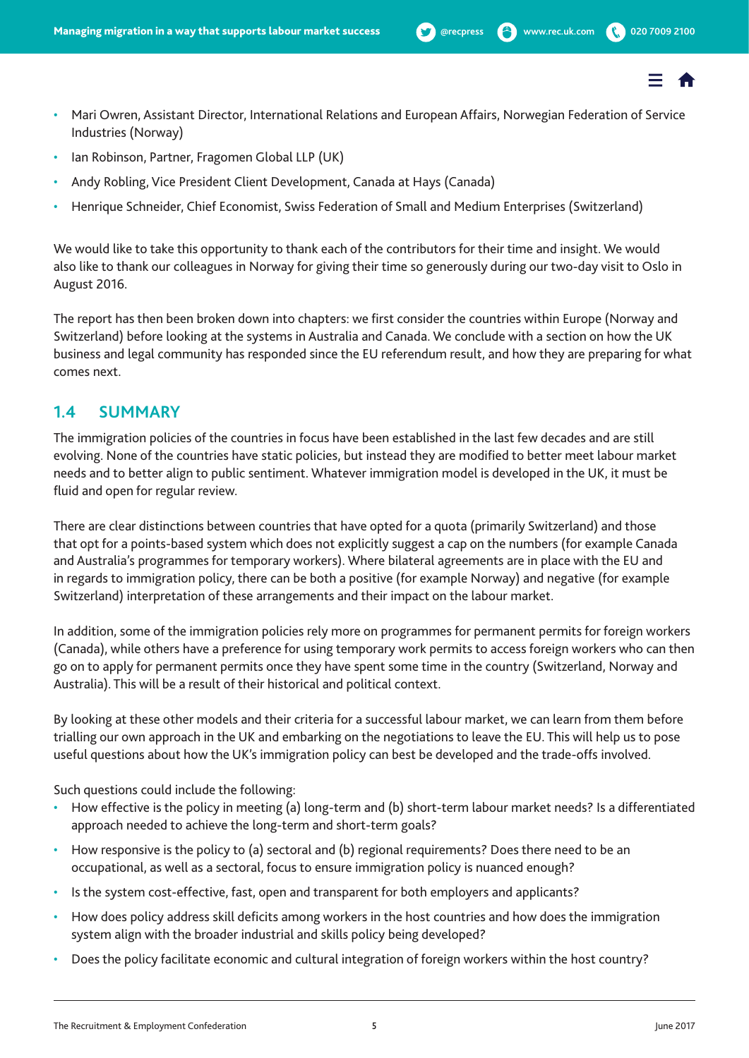- Mari Owren, Assistant Director, International Relations and European Affairs, Norwegian Federation of Service Industries (Norway)
- Ian Robinson, Partner, Fragomen Global LLP (UK)
- Andy Robling, Vice President Client Development, Canada at Hays (Canada)
- Henrique Schneider, Chief Economist, Swiss Federation of Small and Medium Enterprises (Switzerland)

We would like to take this opportunity to thank each of the contributors for their time and insight. We would also like to thank our colleagues in Norway for giving their time so generously during our two-day visit to Oslo in August 2016.

The report has then been broken down into chapters: we first consider the countries within Europe (Norway and Switzerland) before looking at the systems in Australia and Canada. We conclude with a section on how the UK business and legal community has responded since the EU referendum result, and how they are preparing for what comes next.

## 1.4 SUMMARY

The immigration policies of the countries in focus have been established in the last few decades and are still evolving. None of the countries have static policies, but instead they are modified to better meet labour market needs and to better align to public sentiment. Whatever immigration model is developed in the UK, it must be fluid and open for regular review.

There are clear distinctions between countries that have opted for a quota (primarily Switzerland) and those that opt for a points-based system which does not explicitly suggest a cap on the numbers (for example Canada and Australia's programmes for temporary workers). Where bilateral agreements are in place with the EU and in regards to immigration policy, there can be both a positive (for example Norway) and negative (for example Switzerland) interpretation of these arrangements and their impact on the labour market.

In addition, some of the immigration policies rely more on programmes for permanent permits for foreign workers (Canada), while others have a preference for using temporary work permits to access foreign workers who can then go on to apply for permanent permits once they have spent some time in the country (Switzerland, Norway and Australia). This will be a result of their historical and political context.

By looking at these other models and their criteria for a successful labour market, we can learn from them before trialling our own approach in the UK and embarking on the negotiations to leave the EU. This will help us to pose useful questions about how the UK's immigration policy can best be developed and the trade-offs involved.

Such questions could include the following:

- How effective is the policy in meeting (a) long-term and (b) short-term labour market needs? Is a differentiated approach needed to achieve the long-term and short-term goals?
- How responsive is the policy to (a) sectoral and (b) regional requirements? Does there need to be an occupational, as well as a sectoral, focus to ensure immigration policy is nuanced enough?
- Is the system cost-effective, fast, open and transparent for both employers and applicants?
- How does policy address skill deficits among workers in the host countries and how does the immigration system align with the broader industrial and skills policy being developed?
- Does the policy facilitate economic and cultural integration of foreign workers within the host country?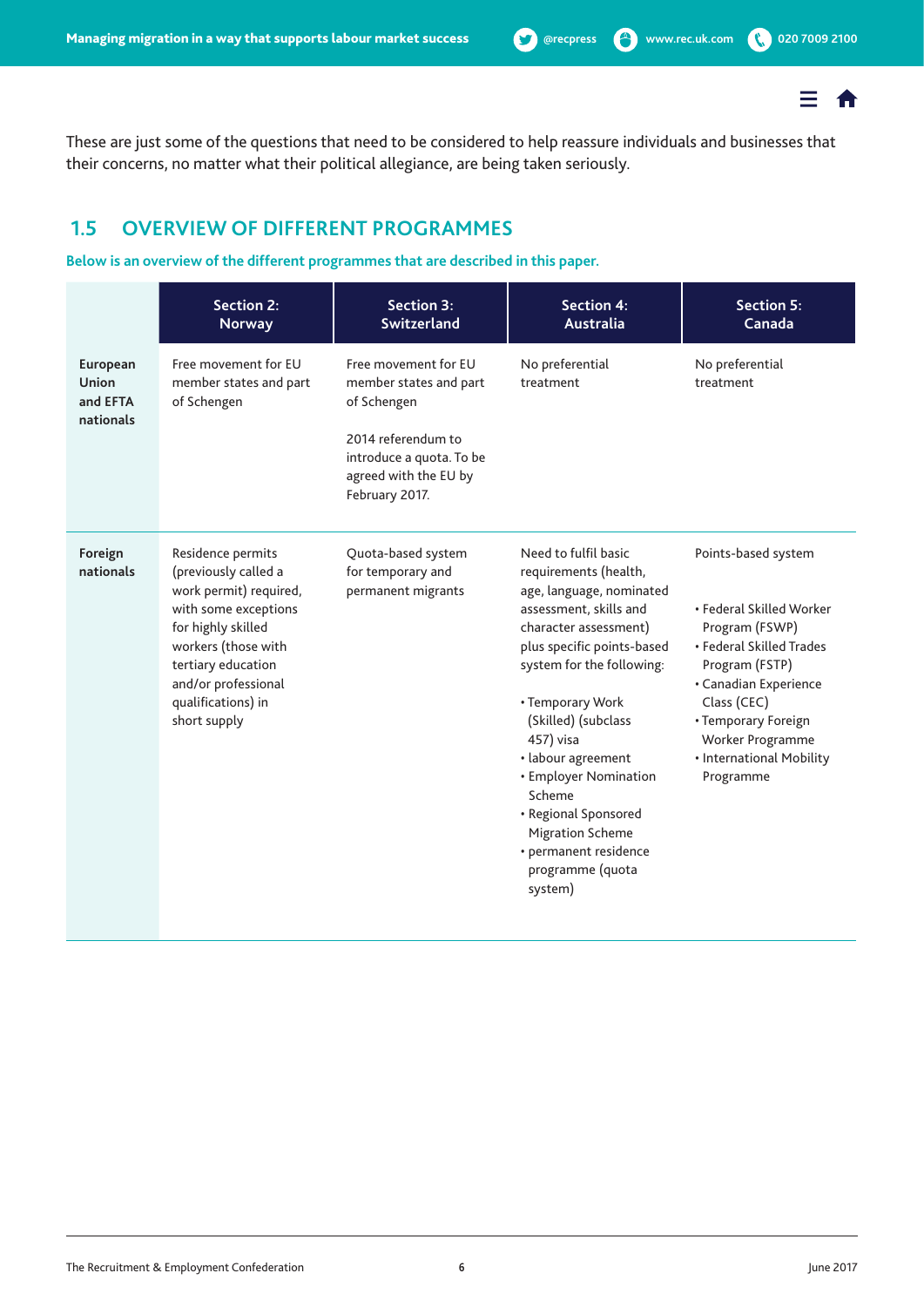These are just some of the questions that need to be considered to help reassure individuals and businesses that their concerns, no matter what their political allegiance, are being taken seriously.

## 1.5 OVERVIEW OF DIFFERENT PROGRAMMES

**Below is an overview of the different programmes that are described in this paper.**

| | Section 2: Norway | Section 3: Switzerland | Section 4: Australia | Section 5: Canada |
|---|---|---|---|---|
| **European Union and EFTA nationals** | Free movement for EU member states and part of Schengen | Free movement for EU member states and part of Schengen<br><br>2014 referendum to introduce a quota. To be agreed with the EU by February 2017. | No preferential treatment | No preferential treatment |
| **Foreign nationals** | Residence permits (previously called a work permit) required, with some exceptions for highly skilled workers (those with tertiary education and/or professional qualifications) in short supply | Quota-based system for temporary and permanent migrants | Need to fulfil basic requirements (health, age, language, nominated assessment, skills and character assessment) plus specific points-based system for the following:<br><br>• Temporary Work (Skilled) (subclass 457) visa<br>• labour agreement<br>• Employer Nomination Scheme<br>• Regional Sponsored Migration Scheme<br>• permanent residence programme (quota system) | Points-based system<br><br>• Federal Skilled Worker Program (FSWP)<br>• Federal Skilled Trades Program (FSTP)<br>• Canadian Experience Class (CEC)<br>• Temporary Foreign Worker Programme<br>• International Mobility Programme |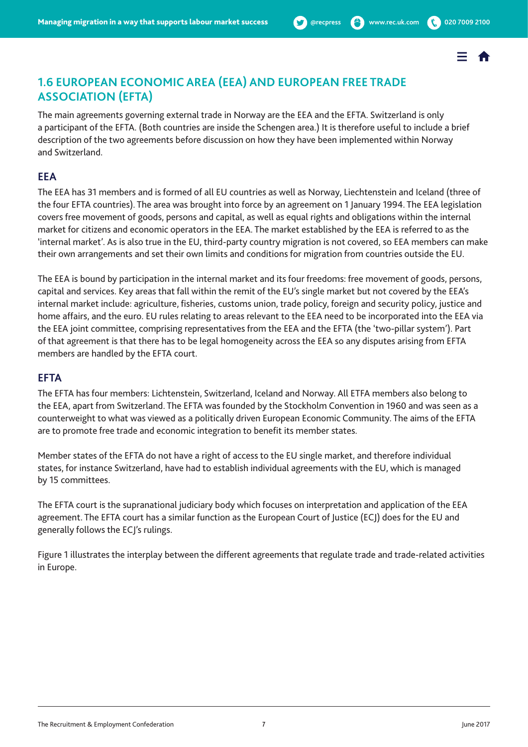## 1.6 EUROPEAN ECONOMIC AREA (EEA) AND EUROPEAN FREE TRADE ASSOCIATION (EFTA)

The main agreements governing external trade in Norway are the EEA and the EFTA. Switzerland is only a participant of the EFTA. (Both countries are inside the Schengen area.) It is therefore useful to include a brief description of the two agreements before discussion on how they have been implemented within Norway and Switzerland.

### EEA

The EEA has 31 members and is formed of all EU countries as well as Norway, Liechtenstein and Iceland (three of the four EFTA countries). The area was brought into force by an agreement on 1 January 1994. The EEA legislation covers free movement of goods, persons and capital, as well as equal rights and obligations within the internal market for citizens and economic operators in the EEA. The market established by the EEA is referred to as the 'internal market'. As is also true in the EU, third-party country migration is not covered, so EEA members can make their own arrangements and set their own limits and conditions for migration from countries outside the EU.

The EEA is bound by participation in the internal market and its four freedoms: free movement of goods, persons, capital and services. Key areas that fall within the remit of the EU's single market but not covered by the EEA's internal market include: agriculture, fisheries, customs union, trade policy, foreign and security policy, justice and home affairs, and the euro. EU rules relating to areas relevant to the EEA need to be incorporated into the EEA via the EEA joint committee, comprising representatives from the EEA and the EFTA (the 'two-pillar system'). Part of that agreement is that there has to be legal homogeneity across the EEA so any disputes arising from EFTA members are handled by the EFTA court.

### EFTA

The EFTA has four members: Lichtenstein, Switzerland, Iceland and Norway. All ETFA members also belong to the EEA, apart from Switzerland. The EFTA was founded by the Stockholm Convention in 1960 and was seen as a counterweight to what was viewed as a politically driven European Economic Community. The aims of the EFTA are to promote free trade and economic integration to benefit its member states.

Member states of the EFTA do not have a right of access to the EU single market, and therefore individual states, for instance Switzerland, have had to establish individual agreements with the EU, which is managed by 15 committees.

The EFTA court is the supranational judiciary body which focuses on interpretation and application of the EEA agreement. The EFTA court has a similar function as the European Court of Justice (ECJ) does for the EU and generally follows the ECJ's rulings.

Figure 1 illustrates the interplay between the different agreements that regulate trade and trade-related activities in Europe.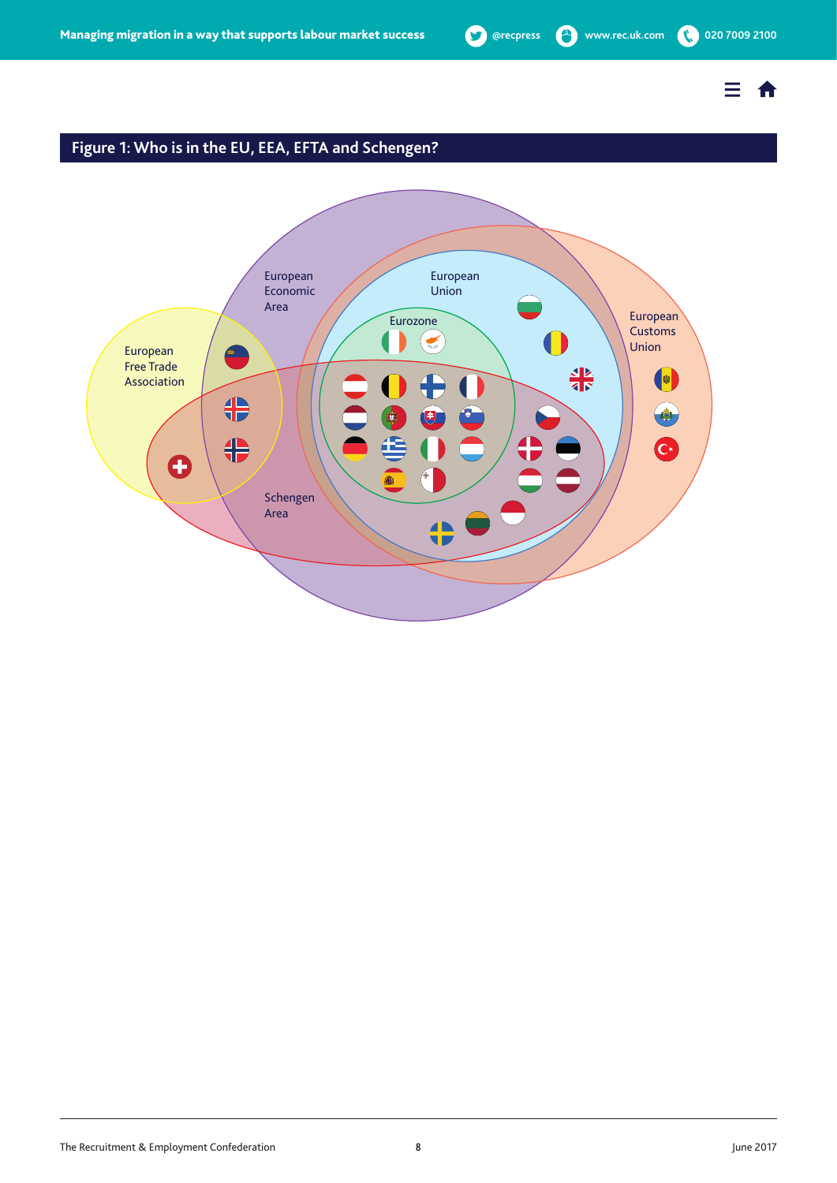## Figure 1: Who is in the EU, EEA, EFTA and Schengen?

European Economic Area

European Union

Eurozone

European Free Trade Association

European Customs Union

Schengen Area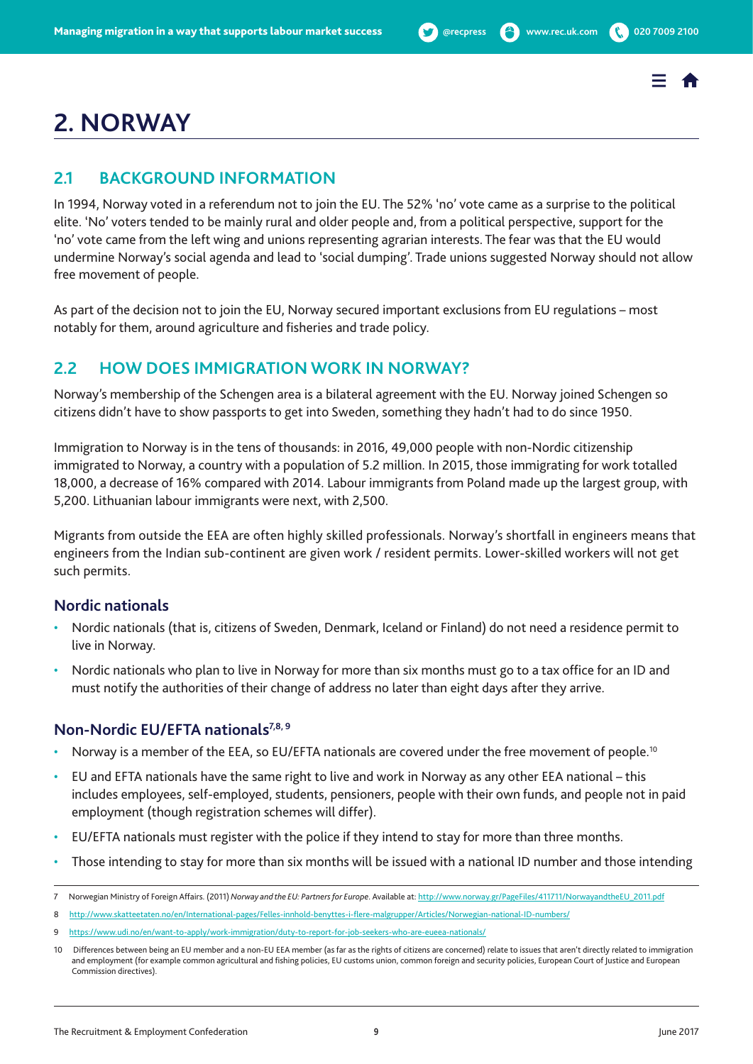# 2. NORWAY

## 2.1 BACKGROUND INFORMATION

In 1994, Norway voted in a referendum not to join the EU. The 52% 'no' vote came as a surprise to the political elite. 'No' voters tended to be mainly rural and older people and, from a political perspective, support for the 'no' vote came from the left wing and unions representing agrarian interests. The fear was that the EU would undermine Norway's social agenda and lead to 'social dumping'. Trade unions suggested Norway should not allow free movement of people.

As part of the decision not to join the EU, Norway secured important exclusions from EU regulations – most notably for them, around agriculture and fisheries and trade policy.

## 2.2 HOW DOES IMMIGRATION WORK IN NORWAY?

Norway's membership of the Schengen area is a bilateral agreement with the EU. Norway joined Schengen so citizens didn't have to show passports to get into Sweden, something they hadn't had to do since 1950.

Immigration to Norway is in the tens of thousands: in 2016, 49,000 people with non-Nordic citizenship immigrated to Norway, a country with a population of 5.2 million. In 2015, those immigrating for work totalled 18,000, a decrease of 16% compared with 2014. Labour immigrants from Poland made up the largest group, with 5,200. Lithuanian labour immigrants were next, with 2,500.

Migrants from outside the EEA are often highly skilled professionals. Norway's shortfall in engineers means that engineers from the Indian sub-continent are given work / resident permits. Lower-skilled workers will not get such permits.

### Nordic nationals

- Nordic nationals (that is, citizens of Sweden, Denmark, Iceland or Finland) do not need a residence permit to live in Norway.
- Nordic nationals who plan to live in Norway for more than six months must go to a tax office for an ID and must notify the authorities of their change of address no later than eight days after they arrive.

### Non-Nordic EU/EFTA nationals[7,8,9]

- Norway is a member of the EEA, so EU/EFTA nationals are covered under the free movement of people.[10]
- EU and EFTA nationals have the same right to live and work in Norway as any other EEA national – this includes employees, self-employed, students, pensioners, people with their own funds, and people not in paid employment (though registration schemes will differ).
- EU/EFTA nationals must register with the police if they intend to stay for more than three months.
- Those intending to stay for more than six months will be issued with a national ID number and those intending

---

7 Norwegian Ministry of Foreign Affairs. (2011) *Norway and the EU: Partners for Europe*. Available at: http://www.norway.gr/PageFiles/411711/NorwayandtheEU_2011.pdf

8 http://www.skatteetaten.no/en/International-pages/Felles-innhold-benyttes-i-flere-malgrupper/Articles/Norwegian-national-ID-numbers/

9 https://www.udi.no/en/want-to-apply/work-immigration/duty-to-report-for-job-seekers-who-are-eueea-nationals/

10 Differences between being an EU member and a non-EU EEA member (as far as the rights of citizens are concerned) relate to issues that aren't directly related to immigration and employment (for example common agricultural and fishing policies, EU customs union, common foreign and security policies, European Court of Justice and European Commission directives).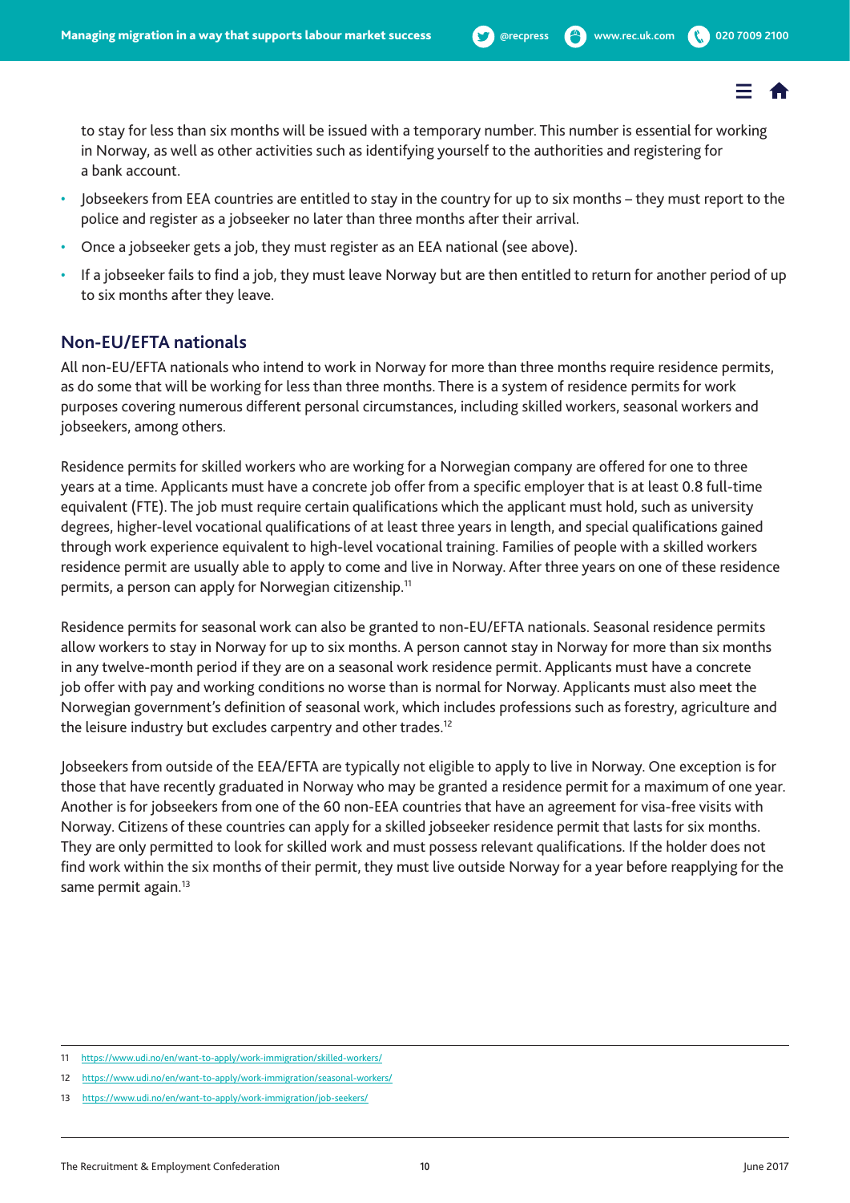to stay for less than six months will be issued with a temporary number. This number is essential for working in Norway, as well as other activities such as identifying yourself to the authorities and registering for a bank account.

- Jobseekers from EEA countries are entitled to stay in the country for up to six months – they must report to the police and register as a jobseeker no later than three months after their arrival.
- Once a jobseeker gets a job, they must register as an EEA national (see above).
- If a jobseeker fails to find a job, they must leave Norway but are then entitled to return for another period of up to six months after they leave.

## Non-EU/EFTA nationals

All non-EU/EFTA nationals who intend to work in Norway for more than three months require residence permits, as do some that will be working for less than three months. There is a system of residence permits for work purposes covering numerous different personal circumstances, including skilled workers, seasonal workers and jobseekers, among others.

Residence permits for skilled workers who are working for a Norwegian company are offered for one to three years at a time. Applicants must have a concrete job offer from a specific employer that is at least 0.8 full-time equivalent (FTE). The job must require certain qualifications which the applicant must hold, such as university degrees, higher-level vocational qualifications of at least three years in length, and special qualifications gained through work experience equivalent to high-level vocational training. Families of people with a skilled workers residence permit are usually able to apply to come and live in Norway. After three years on one of these residence permits, a person can apply for Norwegian citizenship.[11]

Residence permits for seasonal work can also be granted to non-EU/EFTA nationals. Seasonal residence permits allow workers to stay in Norway for up to six months. A person cannot stay in Norway for more than six months in any twelve-month period if they are on a seasonal work residence permit. Applicants must have a concrete job offer with pay and working conditions no worse than is normal for Norway. Applicants must also meet the Norwegian government's definition of seasonal work, which includes professions such as forestry, agriculture and the leisure industry but excludes carpentry and other trades.[12]

Jobseekers from outside of the EEA/EFTA are typically not eligible to apply to live in Norway. One exception is for those that have recently graduated in Norway who may be granted a residence permit for a maximum of one year. Another is for jobseekers from one of the 60 non-EEA countries that have an agreement for visa-free visits with Norway. Citizens of these countries can apply for a skilled jobseeker residence permit that lasts for six months. They are only permitted to look for skilled work and must possess relevant qualifications. If the holder does not find work within the six months of their permit, they must live outside Norway for a year before reapplying for the same permit again.[13]

---

11 https://www.udi.no/en/want-to-apply/work-immigration/skilled-workers/

12 https://www.udi.no/en/want-to-apply/work-immigration/seasonal-workers/

13 https://www.udi.no/en/want-to-apply/work-immigration/job-seekers/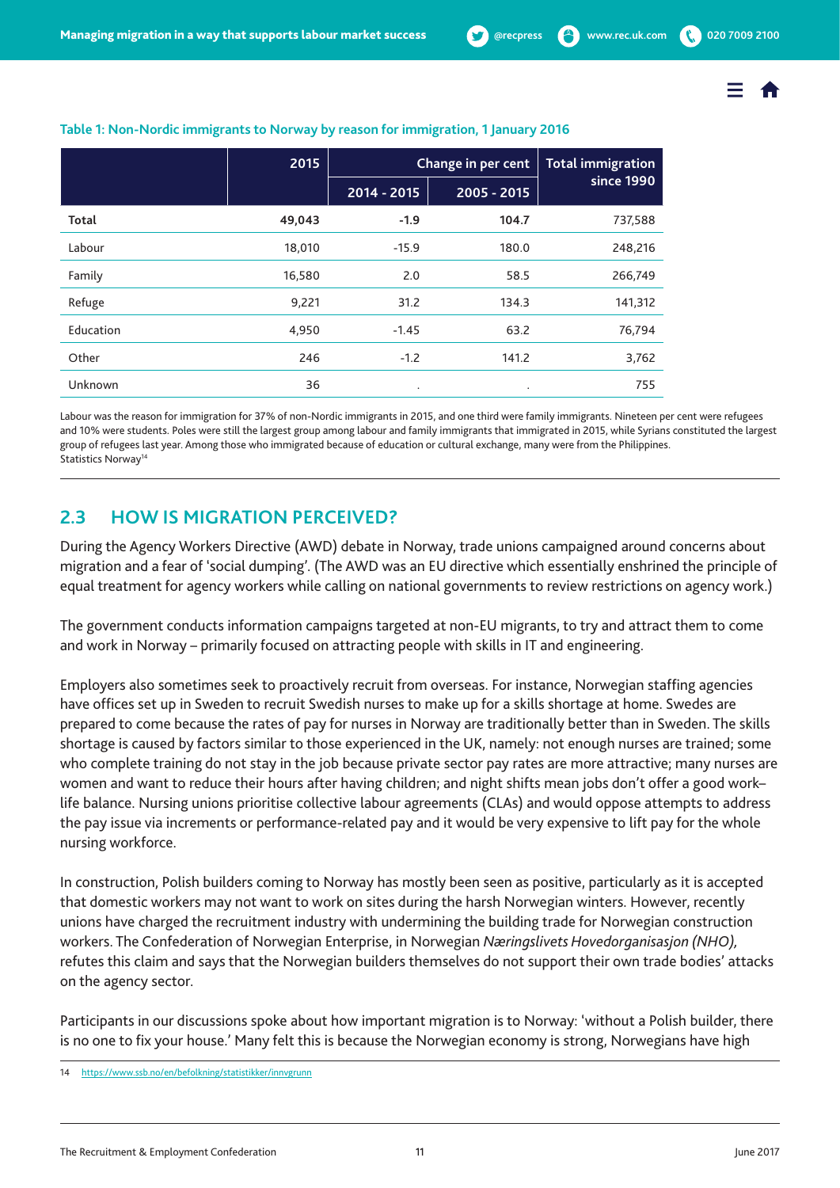**Table 1: Non-Nordic immigrants to Norway by reason for immigration, 1 January 2016**

| | 2015 | Change in per cent | | Total immigration since 1990 |
|---|---|---|---|---|
| | | 2014 - 2015 | 2005 - 2015 | |
| **Total** | **49,043** | **-1.9** | **104.7** | 737,588 |
| Labour | 18,010 | -15.9 | 180.0 | 248,216 |
| Family | 16,580 | 2.0 | 58.5 | 266,749 |
| Refuge | 9,221 | 31.2 | 134.3 | 141,312 |
| Education | 4,950 | -1.45 | 63.2 | 76,794 |
| Other | 246 | -1.2 | 141.2 | 3,762 |
| Unknown | 36 | . | . | 755 |

Labour was the reason for immigration for 37% of non-Nordic immigrants in 2015, and one third were family immigrants. Nineteen per cent were refugees and 10% were students. Poles were still the largest group among labour and family immigrants that immigrated in 2015, while Syrians constituted the largest group of refugees last year. Among those who immigrated because of education or cultural exchange, many were from the Philippines.
Statistics Norway[14]

## 2.3 HOW IS MIGRATION PERCEIVED?

During the Agency Workers Directive (AWD) debate in Norway, trade unions campaigned around concerns about migration and a fear of 'social dumping'. (The AWD was an EU directive which essentially enshrined the principle of equal treatment for agency workers while calling on national governments to review restrictions on agency work.)

The government conducts information campaigns targeted at non-EU migrants, to try and attract them to come and work in Norway – primarily focused on attracting people with skills in IT and engineering.

Employers also sometimes seek to proactively recruit from overseas. For instance, Norwegian staffing agencies have offices set up in Sweden to recruit Swedish nurses to make up for a skills shortage at home. Swedes are prepared to come because the rates of pay for nurses in Norway are traditionally better than in Sweden. The skills shortage is caused by factors similar to those experienced in the UK, namely: not enough nurses are trained; some who complete training do not stay in the job because private sector pay rates are more attractive; many nurses are women and want to reduce their hours after having children; and night shifts mean jobs don't offer a good work–life balance. Nursing unions prioritise collective labour agreements (CLAs) and would oppose attempts to address the pay issue via increments or performance-related pay and it would be very expensive to lift pay for the whole nursing workforce.

In construction, Polish builders coming to Norway has mostly been seen as positive, particularly as it is accepted that domestic workers may not want to work on sites during the harsh Norwegian winters. However, recently unions have charged the recruitment industry with undermining the building trade for Norwegian construction workers. The Confederation of Norwegian Enterprise, in Norwegian *Næringslivets Hovedorganisasjon (NHO),* refutes this claim and says that the Norwegian builders themselves do not support their own trade bodies' attacks on the agency sector.

Participants in our discussions spoke about how important migration is to Norway: 'without a Polish builder, there is no one to fix your house.' Many felt this is because the Norwegian economy is strong, Norwegians have high

14 https://www.ssb.no/en/befolkning/statistikker/innvgrunn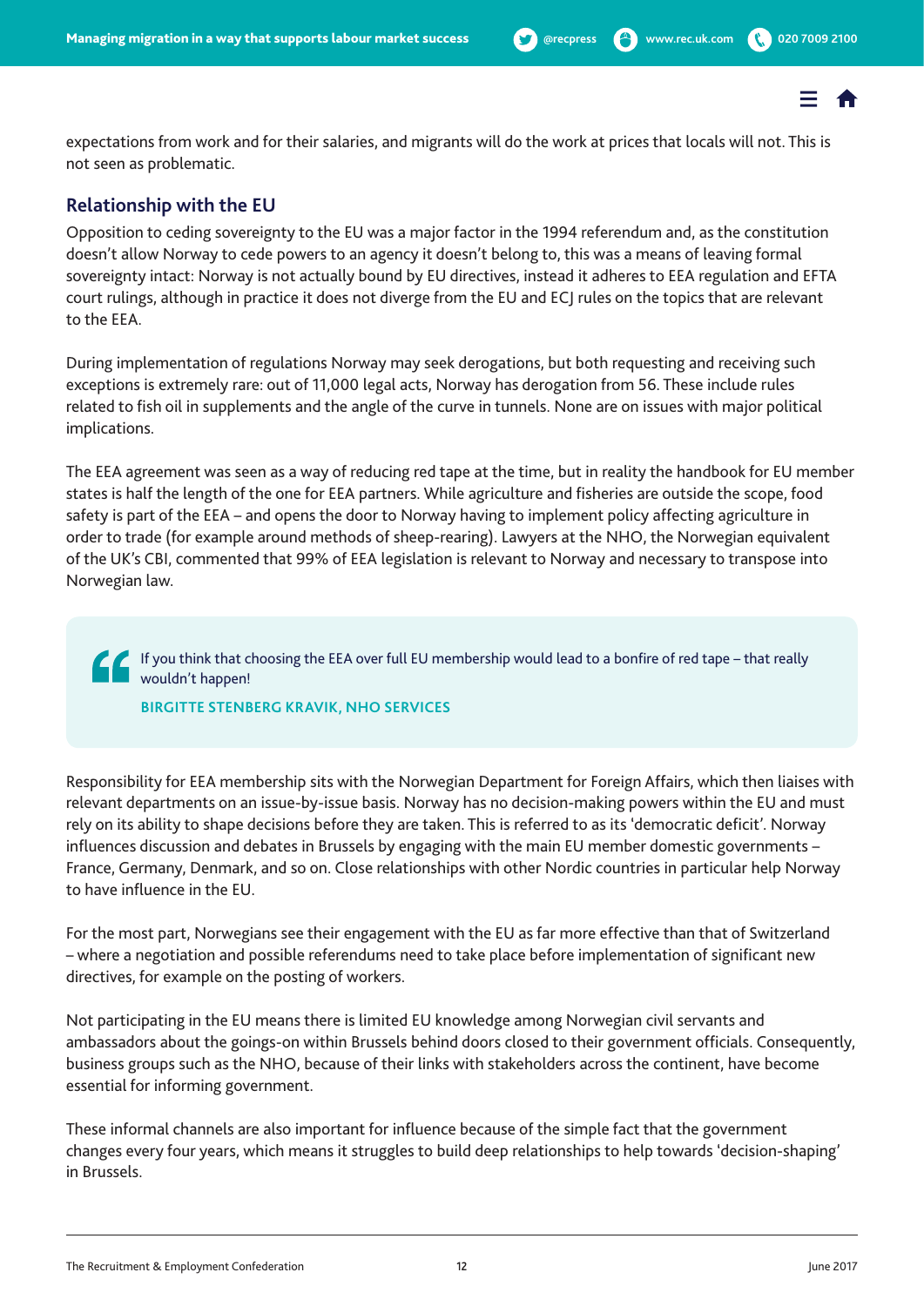expectations from work and for their salaries, and migrants will do the work at prices that locals will not. This is not seen as problematic.

## Relationship with the EU

Opposition to ceding sovereignty to the EU was a major factor in the 1994 referendum and, as the constitution doesn't allow Norway to cede powers to an agency it doesn't belong to, this was a means of leaving formal sovereignty intact: Norway is not actually bound by EU directives, instead it adheres to EEA regulation and EFTA court rulings, although in practice it does not diverge from the EU and ECJ rules on the topics that are relevant to the EEA.

During implementation of regulations Norway may seek derogations, but both requesting and receiving such exceptions is extremely rare: out of 11,000 legal acts, Norway has derogation from 56. These include rules related to fish oil in supplements and the angle of the curve in tunnels. None are on issues with major political implications.

The EEA agreement was seen as a way of reducing red tape at the time, but in reality the handbook for EU member states is half the length of the one for EEA partners. While agriculture and fisheries are outside the scope, food safety is part of the EEA – and opens the door to Norway having to implement policy affecting agriculture in order to trade (for example around methods of sheep-rearing). Lawyers at the NHO, the Norwegian equivalent of the UK's CBI, commented that 99% of EEA legislation is relevant to Norway and necessary to transpose into Norwegian law.

> If you think that choosing the EEA over full EU membership would lead to a bonfire of red tape – that really wouldn't happen!
>
> **BIRGITTE STENBERG KRAVIK, NHO SERVICES**

Responsibility for EEA membership sits with the Norwegian Department for Foreign Affairs, which then liaises with relevant departments on an issue-by-issue basis. Norway has no decision-making powers within the EU and must rely on its ability to shape decisions before they are taken. This is referred to as its 'democratic deficit'. Norway influences discussion and debates in Brussels by engaging with the main EU member domestic governments – France, Germany, Denmark, and so on. Close relationships with other Nordic countries in particular help Norway to have influence in the EU.

For the most part, Norwegians see their engagement with the EU as far more effective than that of Switzerland – where a negotiation and possible referendums need to take place before implementation of significant new directives, for example on the posting of workers.

Not participating in the EU means there is limited EU knowledge among Norwegian civil servants and ambassadors about the goings-on within Brussels behind doors closed to their government officials. Consequently, business groups such as the NHO, because of their links with stakeholders across the continent, have become essential for informing government.

These informal channels are also important for influence because of the simple fact that the government changes every four years, which means it struggles to build deep relationships to help towards 'decision-shaping' in Brussels.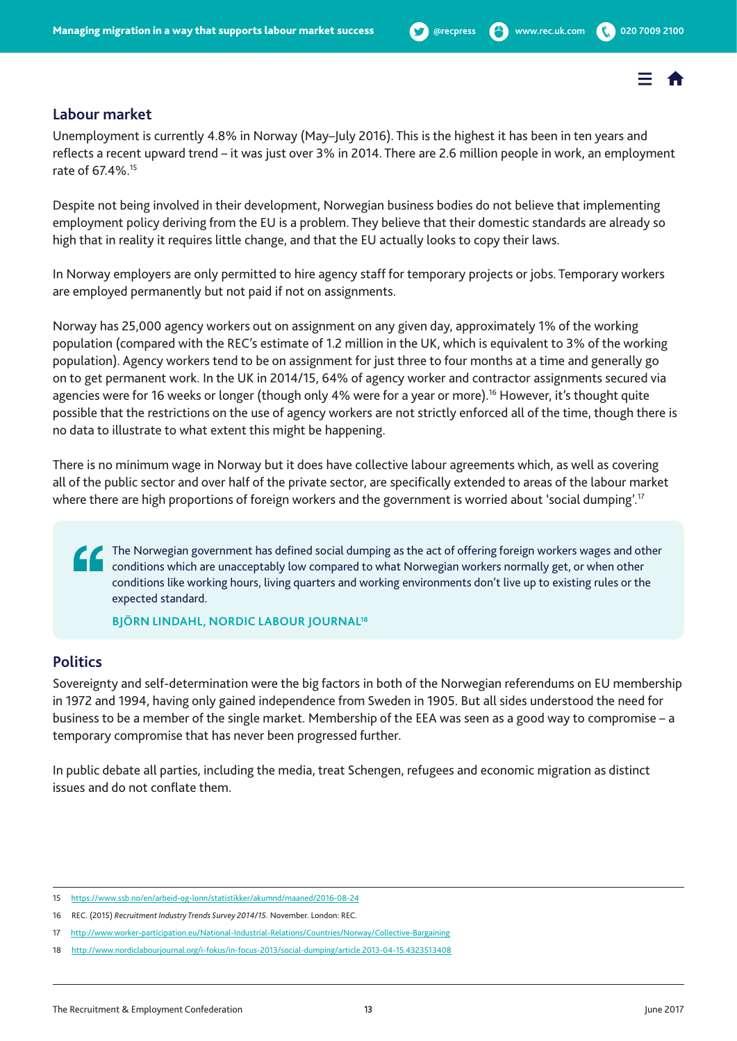## Labour market

Unemployment is currently 4.8% in Norway (May–July 2016). This is the highest it has been in ten years and reflects a recent upward trend – it was just over 3% in 2014. There are 2.6 million people in work, an employment rate of 67.4%.[15]

Despite not being involved in their development, Norwegian business bodies do not believe that implementing employment policy deriving from the EU is a problem. They believe that their domestic standards are already so high that in reality it requires little change, and that the EU actually looks to copy their laws.

In Norway employers are only permitted to hire agency staff for temporary projects or jobs. Temporary workers are employed permanently but not paid if not on assignments.

Norway has 25,000 agency workers out on assignment on any given day, approximately 1% of the working population (compared with the REC's estimate of 1.2 million in the UK, which is equivalent to 3% of the working population). Agency workers tend to be on assignment for just three to four months at a time and generally go on to get permanent work. In the UK in 2014/15, 64% of agency worker and contractor assignments secured via agencies were for 16 weeks or longer (though only 4% were for a year or more).[16] However, it's thought quite possible that the restrictions on the use of agency workers are not strictly enforced all of the time, though there is no data to illustrate to what extent this might be happening.

There is no minimum wage in Norway but it does have collective labour agreements which, as well as covering all of the public sector and over half of the private sector, are specifically extended to areas of the labour market where there are high proportions of foreign workers and the government is worried about 'social dumping'.[17]

> The Norwegian government has defined social dumping as the act of offering foreign workers wages and other conditions which are unacceptably low compared to what Norwegian workers normally get, or when other conditions like working hours, living quarters and working environments don't live up to existing rules or the expected standard.
>
> **BJÖRN LINDAHL, NORDIC LABOUR JOURNAL[18]**

## Politics

Sovereignty and self-determination were the big factors in both of the Norwegian referendums on EU membership in 1972 and 1994, having only gained independence from Sweden in 1905. But all sides understood the need for business to be a member of the single market. Membership of the EEA was seen as a good way to compromise – a temporary compromise that has never been progressed further.

In public debate all parties, including the media, treat Schengen, refugees and economic migration as distinct issues and do not conflate them.

---

15 https://www.ssb.no/en/arbeid-og-lonn/statistikker/akumnd/maaned/2016-08-24

16 REC. (2015) *Recruitment Industry Trends Survey 2014/15.* November. London: REC.

17 http://www.worker-participation.eu/National-Industrial-Relations/Countries/Norway/Collective-Bargaining

18 http://www.nordiclabourjournal.org/i-fokus/in-focus-2013/social-dumping/article.2013-04-15.4323513408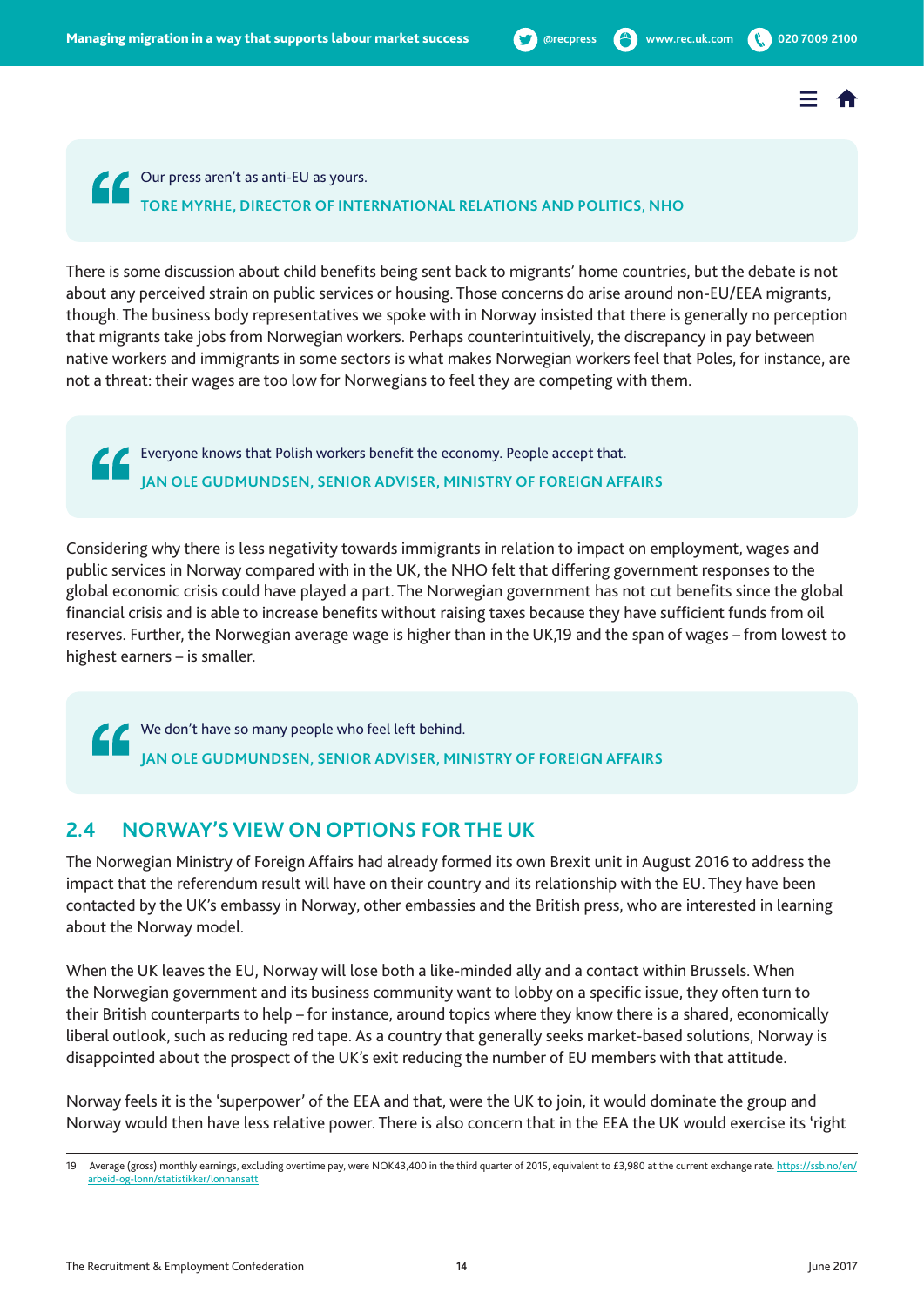> Our press aren't as anti-EU as yours.
>
> **TORE MYRHE, DIRECTOR OF INTERNATIONAL RELATIONS AND POLITICS, NHO**

There is some discussion about child benefits being sent back to migrants' home countries, but the debate is not about any perceived strain on public services or housing. Those concerns do arise around non-EU/EEA migrants, though. The business body representatives we spoke with in Norway insisted that there is generally no perception that migrants take jobs from Norwegian workers. Perhaps counterintuitively, the discrepancy in pay between native workers and immigrants in some sectors is what makes Norwegian workers feel that Poles, for instance, are not a threat: their wages are too low for Norwegians to feel they are competing with them.

> Everyone knows that Polish workers benefit the economy. People accept that.
>
> **JAN OLE GUDMUNDSEN, SENIOR ADVISER, MINISTRY OF FOREIGN AFFAIRS**

Considering why there is less negativity towards immigrants in relation to impact on employment, wages and public services in Norway compared with in the UK, the NHO felt that differing government responses to the global economic crisis could have played a part. The Norwegian government has not cut benefits since the global financial crisis and is able to increase benefits without raising taxes because they have sufficient funds from oil reserves. Further, the Norwegian average wage is higher than in the UK,[19] and the span of wages – from lowest to highest earners – is smaller.

> We don't have so many people who feel left behind.
>
> **JAN OLE GUDMUNDSEN, SENIOR ADVISER, MINISTRY OF FOREIGN AFFAIRS**

## 2.4 NORWAY'S VIEW ON OPTIONS FOR THE UK

The Norwegian Ministry of Foreign Affairs had already formed its own Brexit unit in August 2016 to address the impact that the referendum result will have on their country and its relationship with the EU. They have been contacted by the UK's embassy in Norway, other embassies and the British press, who are interested in learning about the Norway model.

When the UK leaves the EU, Norway will lose both a like-minded ally and a contact within Brussels. When the Norwegian government and its business community want to lobby on a specific issue, they often turn to their British counterparts to help – for instance, around topics where they know there is a shared, economically liberal outlook, such as reducing red tape. As a country that generally seeks market-based solutions, Norway is disappointed about the prospect of the UK's exit reducing the number of EU members with that attitude.

Norway feels it is the 'superpower' of the EEA and that, were the UK to join, it would dominate the group and Norway would then have less relative power. There is also concern that in the EEA the UK would exercise its 'right

---

19 Average (gross) monthly earnings, excluding overtime pay, were NOK43,400 in the third quarter of 2015, equivalent to £3,980 at the current exchange rate. https://ssb.no/en/arbeid-og-lonn/statistikker/lonnansatt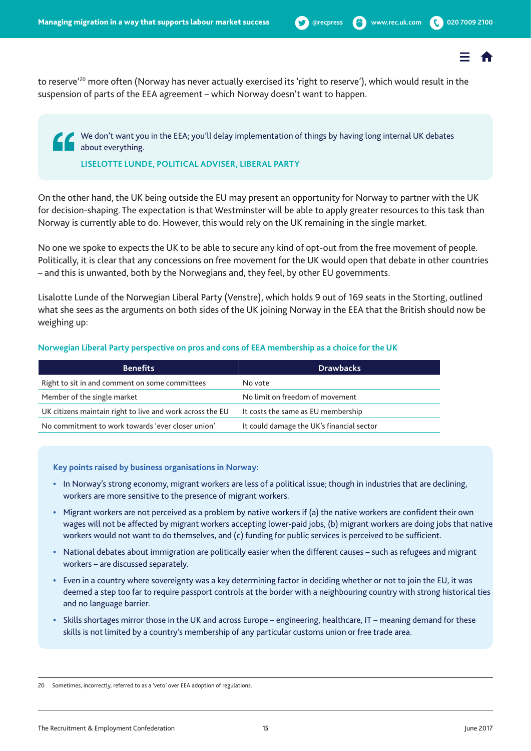to reserve'[20] more often (Norway has never actually exercised its 'right to reserve'), which would result in the suspension of parts of the EEA agreement – which Norway doesn't want to happen.

> We don't want you in the EEA; you'll delay implementation of things by having long internal UK debates about everything.
>
> **LISELOTTE LUNDE, POLITICAL ADVISER, LIBERAL PARTY**

On the other hand, the UK being outside the EU may present an opportunity for Norway to partner with the UK for decision-shaping. The expectation is that Westminster will be able to apply greater resources to this task than Norway is currently able to do. However, this would rely on the UK remaining in the single market.

No one we spoke to expects the UK to be able to secure any kind of opt-out from the free movement of people. Politically, it is clear that any concessions on free movement for the UK would open that debate in other countries – and this is unwanted, both by the Norwegians and, they feel, by other EU governments.

Lisalotte Lunde of the Norwegian Liberal Party (Venstre), which holds 9 out of 169 seats in the Storting, outlined what she sees as the arguments on both sides of the UK joining Norway in the EEA that the British should now be weighing up:

**Norwegian Liberal Party perspective on pros and cons of EEA membership as a choice for the UK**

| Benefits | Drawbacks |
| --- | --- |
| Right to sit in and comment on some committees | No vote |
| Member of the single market | No limit on freedom of movement |
| UK citizens maintain right to live and work across the EU | It costs the same as EU membership |
| No commitment to work towards 'ever closer union' | It could damage the UK's financial sector |

**Key points raised by business organisations in Norway:**

- In Norway's strong economy, migrant workers are less of a political issue; though in industries that are declining, workers are more sensitive to the presence of migrant workers.
- Migrant workers are not perceived as a problem by native workers if (a) the native workers are confident their own wages will not be affected by migrant workers accepting lower-paid jobs, (b) migrant workers are doing jobs that native workers would not want to do themselves, and (c) funding for public services is perceived to be sufficient.
- National debates about immigration are politically easier when the different causes – such as refugees and migrant workers – are discussed separately.
- Even in a country where sovereignty was a key determining factor in deciding whether or not to join the EU, it was deemed a step too far to require passport controls at the border with a neighbouring country with strong historical ties and no language barrier.
- Skills shortages mirror those in the UK and across Europe – engineering, healthcare, IT – meaning demand for these skills is not limited by a country's membership of any particular customs union or free trade area.

[20] Sometimes, incorrectly, referred to as a 'veto' over EEA adoption of regulations.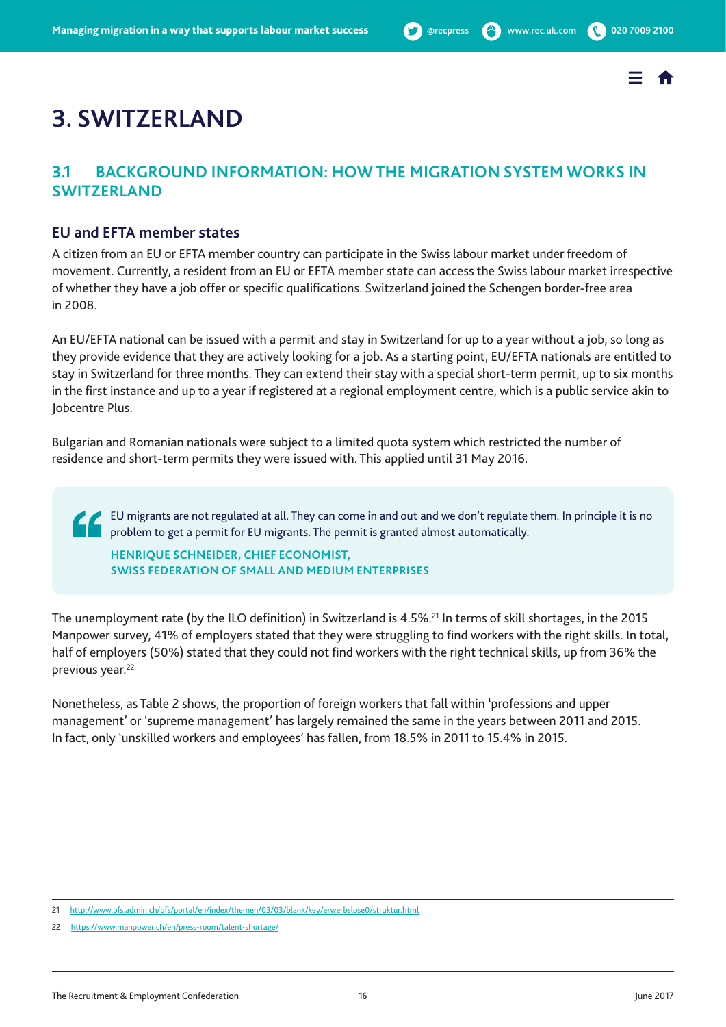# 3. SWITZERLAND

## 3.1 BACKGROUND INFORMATION: HOW THE MIGRATION SYSTEM WORKS IN SWITZERLAND

### EU and EFTA member states

A citizen from an EU or EFTA member country can participate in the Swiss labour market under freedom of movement. Currently, a resident from an EU or EFTA member state can access the Swiss labour market irrespective of whether they have a job offer or specific qualifications. Switzerland joined the Schengen border-free area in 2008.

An EU/EFTA national can be issued with a permit and stay in Switzerland for up to a year without a job, so long as they provide evidence that they are actively looking for a job. As a starting point, EU/EFTA nationals are entitled to stay in Switzerland for three months. They can extend their stay with a special short-term permit, up to six months in the first instance and up to a year if registered at a regional employment centre, which is a public service akin to Jobcentre Plus.

Bulgarian and Romanian nationals were subject to a limited quota system which restricted the number of residence and short-term permits they were issued with. This applied until 31 May 2016.

> EU migrants are not regulated at all. They can come in and out and we don't regulate them. In principle it is no problem to get a permit for EU migrants. The permit is granted almost automatically.
>
> **HENRIQUE SCHNEIDER, CHIEF ECONOMIST, SWISS FEDERATION OF SMALL AND MEDIUM ENTERPRISES**

The unemployment rate (by the ILO definition) in Switzerland is 4.5%.[21] In terms of skill shortages, in the 2015 Manpower survey, 41% of employers stated that they were struggling to find workers with the right skills. In total, half of employers (50%) stated that they could not find workers with the right technical skills, up from 36% the previous year.[22]

Nonetheless, as Table 2 shows, the proportion of foreign workers that fall within 'professions and upper management' or 'supreme management' has largely remained the same in the years between 2011 and 2015. In fact, only 'unskilled workers and employees' has fallen, from 18.5% in 2011 to 15.4% in 2015.

---

21 http://www.bfs.admin.ch/bfs/portal/en/index/themen/03/03/blank/key/erwerbslose0/struktur.html

22 https://www.manpower.ch/en/press-room/talent-shortage/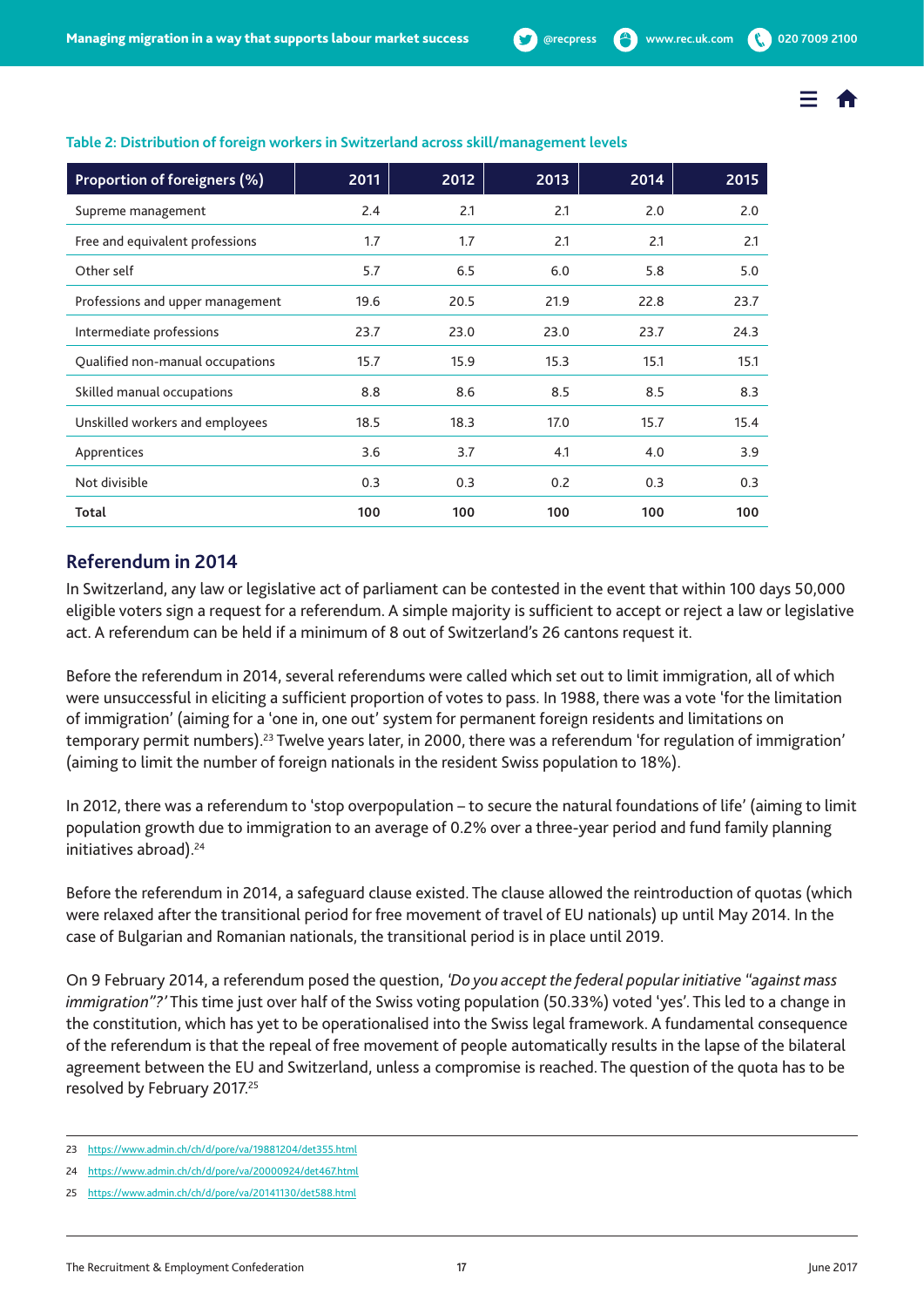**Table 2: Distribution of foreign workers in Switzerland across skill/management levels**

| Proportion of foreigners (%) | 2011 | 2012 | 2013 | 2014 | 2015 |
|---|---|---|---|---|---|
| Supreme management | 2.4 | 2.1 | 2.1 | 2.0 | 2.0 |
| Free and equivalent professions | 1.7 | 1.7 | 2.1 | 2.1 | 2.1 |
| Other self | 5.7 | 6.5 | 6.0 | 5.8 | 5.0 |
| Professions and upper management | 19.6 | 20.5 | 21.9 | 22.8 | 23.7 |
| Intermediate professions | 23.7 | 23.0 | 23.0 | 23.7 | 24.3 |
| Qualified non-manual occupations | 15.7 | 15.9 | 15.3 | 15.1 | 15.1 |
| Skilled manual occupations | 8.8 | 8.6 | 8.5 | 8.5 | 8.3 |
| Unskilled workers and employees | 18.5 | 18.3 | 17.0 | 15.7 | 15.4 |
| Apprentices | 3.6 | 3.7 | 4.1 | 4.0 | 3.9 |
| Not divisible | 0.3 | 0.3 | 0.2 | 0.3 | 0.3 |
| **Total** | **100** | **100** | **100** | **100** | **100** |

## Referendum in 2014

In Switzerland, any law or legislative act of parliament can be contested in the event that within 100 days 50,000 eligible voters sign a request for a referendum. A simple majority is sufficient to accept or reject a law or legislative act. A referendum can be held if a minimum of 8 out of Switzerland's 26 cantons request it.

Before the referendum in 2014, several referendums were called which set out to limit immigration, all of which were unsuccessful in eliciting a sufficient proportion of votes to pass. In 1988, there was a vote 'for the limitation of immigration' (aiming for a 'one in, one out' system for permanent foreign residents and limitations on temporary permit numbers).[23] Twelve years later, in 2000, there was a referendum 'for regulation of immigration' (aiming to limit the number of foreign nationals in the resident Swiss population to 18%).

In 2012, there was a referendum to 'stop overpopulation – to secure the natural foundations of life' (aiming to limit population growth due to immigration to an average of 0.2% over a three-year period and fund family planning initiatives abroad).[24]

Before the referendum in 2014, a safeguard clause existed. The clause allowed the reintroduction of quotas (which were relaxed after the transitional period for free movement of travel of EU nationals) up until May 2014. In the case of Bulgarian and Romanian nationals, the transitional period is in place until 2019.

On 9 February 2014, a referendum posed the question, *'Do you accept the federal popular initiative "against mass immigration"?'* This time just over half of the Swiss voting population (50.33%) voted 'yes'. This led to a change in the constitution, which has yet to be operationalised into the Swiss legal framework. A fundamental consequence of the referendum is that the repeal of free movement of people automatically results in the lapse of the bilateral agreement between the EU and Switzerland, unless a compromise is reached. The question of the quota has to be resolved by February 2017.[25]

---

23 https://www.admin.ch/ch/d/pore/va/19881204/det355.html

24 https://www.admin.ch/ch/d/pore/va/20000924/det467.html

25 https://www.admin.ch/ch/d/pore/va/20141130/det588.html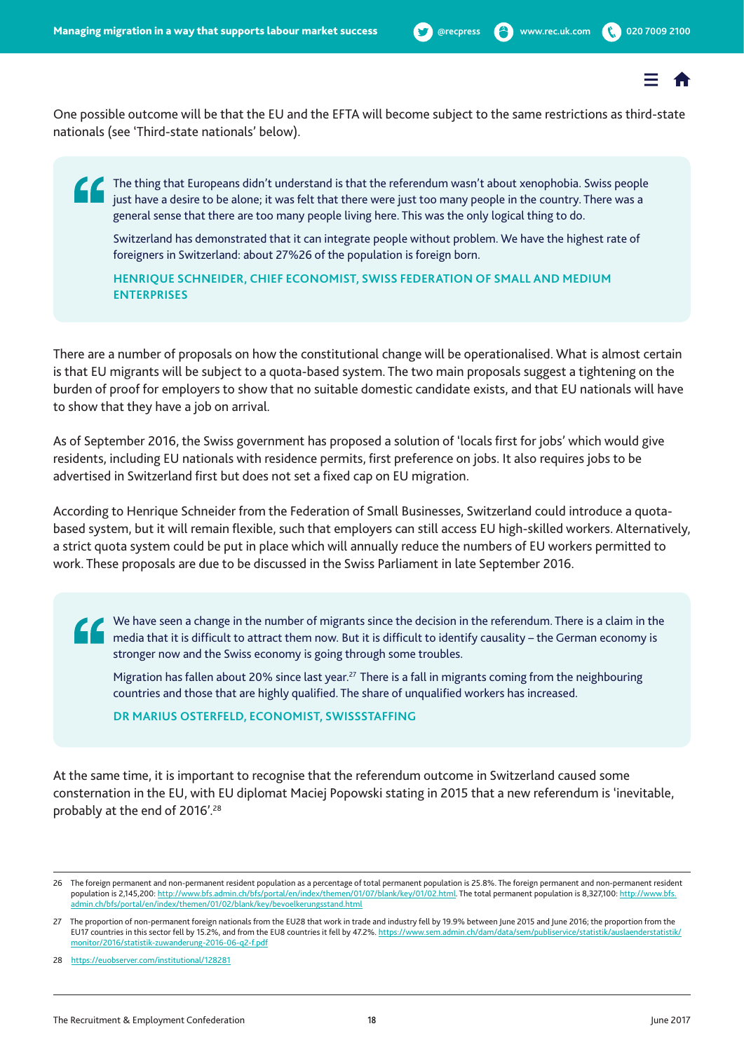One possible outcome will be that the EU and the EFTA will become subject to the same restrictions as third-state nationals (see 'Third-state nationals' below).

> The thing that Europeans didn't understand is that the referendum wasn't about xenophobia. Swiss people just have a desire to be alone; it was felt that there were just too many people in the country. There was a general sense that there are too many people living here. This was the only logical thing to do.
>
> Switzerland has demonstrated that it can integrate people without problem. We have the highest rate of foreigners in Switzerland: about 27%26 of the population is foreign born.
>
> **HENRIQUE SCHNEIDER, CHIEF ECONOMIST, SWISS FEDERATION OF SMALL AND MEDIUM ENTERPRISES**

There are a number of proposals on how the constitutional change will be operationalised. What is almost certain is that EU migrants will be subject to a quota-based system. The two main proposals suggest a tightening on the burden of proof for employers to show that no suitable domestic candidate exists, and that EU nationals will have to show that they have a job on arrival.

As of September 2016, the Swiss government has proposed a solution of 'locals first for jobs' which would give residents, including EU nationals with residence permits, first preference on jobs. It also requires jobs to be advertised in Switzerland first but does not set a fixed cap on EU migration.

According to Henrique Schneider from the Federation of Small Businesses, Switzerland could introduce a quota-based system, but it will remain flexible, such that employers can still access EU high-skilled workers. Alternatively, a strict quota system could be put in place which will annually reduce the numbers of EU workers permitted to work. These proposals are due to be discussed in the Swiss Parliament in late September 2016.

> We have seen a change in the number of migrants since the decision in the referendum. There is a claim in the media that it is difficult to attract them now. But it is difficult to identify causality – the German economy is stronger now and the Swiss economy is going through some troubles.
>
> Migration has fallen about 20% since last year.[27] There is a fall in migrants coming from the neighbouring countries and those that are highly qualified. The share of unqualified workers has increased.
>
> **DR MARIUS OSTERFELD, ECONOMIST, SWISSSTAFFING**

At the same time, it is important to recognise that the referendum outcome in Switzerland caused some consternation in the EU, with EU diplomat Maciej Popowski stating in 2015 that a new referendum is 'inevitable, probably at the end of 2016'.[28]

---

26 The foreign permanent and non-permanent resident population as a percentage of total permanent population is 25.8%. The foreign permanent and non-permanent resident population is 2,145,200: http://www.bfs.admin.ch/bfs/portal/en/index/themen/01/07/blank/key/01/02.html. The total permanent population is 8,327,100: http://www.bfs.admin.ch/bfs/portal/en/index/themen/01/02/blank/key/bevoelkerungsstand.html

27 The proportion of non-permanent foreign nationals from the EU28 that work in trade and industry fell by 19.9% between June 2015 and June 2016; the proportion from the EU17 countries in this sector fell by 15.2%, and from the EU8 countries it fell by 47.2%. https://www.sem.admin.ch/dam/data/sem/publiservice/statistik/auslaenderstatistik/monitor/2016/statistik-zuwanderung-2016-06-q2-f.pdf

28 https://euobserver.com/institutional/128281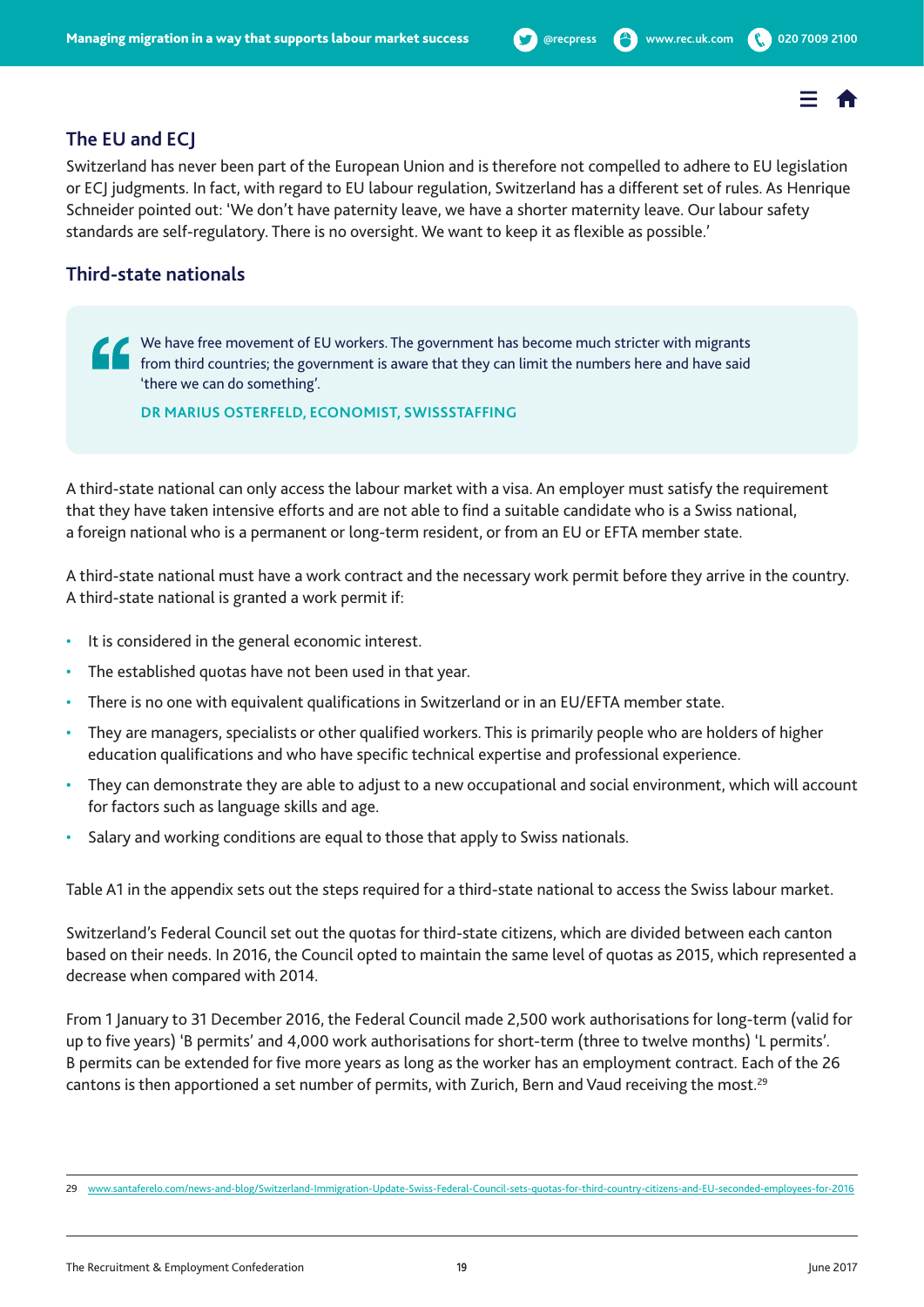## The EU and ECJ

Switzerland has never been part of the European Union and is therefore not compelled to adhere to EU legislation or ECJ judgments. In fact, with regard to EU labour regulation, Switzerland has a different set of rules. As Henrique Schneider pointed out: 'We don't have paternity leave, we have a shorter maternity leave. Our labour safety standards are self-regulatory. There is no oversight. We want to keep it as flexible as possible.'

## Third-state nationals

> We have free movement of EU workers. The government has become much stricter with migrants from third countries; the government is aware that they can limit the numbers here and have said 'there we can do something'.
>
> **DR MARIUS OSTERFELD, ECONOMIST, SWISSSTAFFING**

A third-state national can only access the labour market with a visa. An employer must satisfy the requirement that they have taken intensive efforts and are not able to find a suitable candidate who is a Swiss national, a foreign national who is a permanent or long-term resident, or from an EU or EFTA member state.

A third-state national must have a work contract and the necessary work permit before they arrive in the country. A third-state national is granted a work permit if:

- It is considered in the general economic interest.
- The established quotas have not been used in that year.
- There is no one with equivalent qualifications in Switzerland or in an EU/EFTA member state.
- They are managers, specialists or other qualified workers. This is primarily people who are holders of higher education qualifications and who have specific technical expertise and professional experience.
- They can demonstrate they are able to adjust to a new occupational and social environment, which will account for factors such as language skills and age.
- Salary and working conditions are equal to those that apply to Swiss nationals.

Table A1 in the appendix sets out the steps required for a third-state national to access the Swiss labour market.

Switzerland's Federal Council set out the quotas for third-state citizens, which are divided between each canton based on their needs. In 2016, the Council opted to maintain the same level of quotas as 2015, which represented a decrease when compared with 2014.

From 1 January to 31 December 2016, the Federal Council made 2,500 work authorisations for long-term (valid for up to five years) 'B permits' and 4,000 work authorisations for short-term (three to twelve months) 'L permits'. B permits can be extended for five more years as long as the worker has an employment contract. Each of the 26 cantons is then apportioned a set number of permits, with Zurich, Bern and Vaud receiving the most.[29]

---

29 www.santaferelo.com/news-and-blog/Switzerland-Immigration-Update-Swiss-Federal-Council-sets-quotas-for-third-country-citizens-and-EU-seconded-employees-for-2016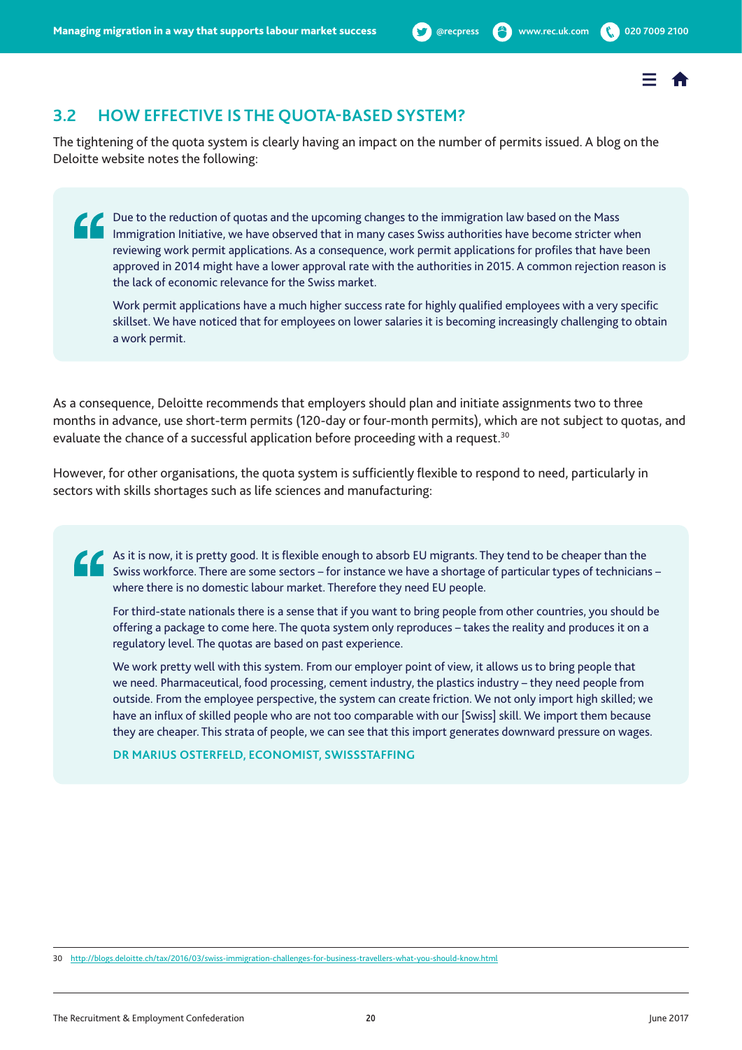## 3.2 HOW EFFECTIVE IS THE QUOTA-BASED SYSTEM?

The tightening of the quota system is clearly having an impact on the number of permits issued. A blog on the Deloitte website notes the following:

> Due to the reduction of quotas and the upcoming changes to the immigration law based on the Mass Immigration Initiative, we have observed that in many cases Swiss authorities have become stricter when reviewing work permit applications. As a consequence, work permit applications for profiles that have been approved in 2014 might have a lower approval rate with the authorities in 2015. A common rejection reason is the lack of economic relevance for the Swiss market.
>
> Work permit applications have a much higher success rate for highly qualified employees with a very specific skillset. We have noticed that for employees on lower salaries it is becoming increasingly challenging to obtain a work permit.

As a consequence, Deloitte recommends that employers should plan and initiate assignments two to three months in advance, use short-term permits (120-day or four-month permits), which are not subject to quotas, and evaluate the chance of a successful application before proceeding with a request.[30]

However, for other organisations, the quota system is sufficiently flexible to respond to need, particularly in sectors with skills shortages such as life sciences and manufacturing:

> As it is now, it is pretty good. It is flexible enough to absorb EU migrants. They tend to be cheaper than the Swiss workforce. There are some sectors – for instance we have a shortage of particular types of technicians – where there is no domestic labour market. Therefore they need EU people.
>
> For third-state nationals there is a sense that if you want to bring people from other countries, you should be offering a package to come here. The quota system only reproduces – takes the reality and produces it on a regulatory level. The quotas are based on past experience.
>
> We work pretty well with this system. From our employer point of view, it allows us to bring people that we need. Pharmaceutical, food processing, cement industry, the plastics industry – they need people from outside. From the employee perspective, the system can create friction. We not only import high skilled; we have an influx of skilled people who are not too comparable with our [Swiss] skill. We import them because they are cheaper. This strata of people, we can see that this import generates downward pressure on wages.
>
> **DR MARIUS OSTERFELD, ECONOMIST, SWISSSTAFFING**

30 http://blogs.deloitte.ch/tax/2016/03/swiss-immigration-challenges-for-business-travellers-what-you-should-know.html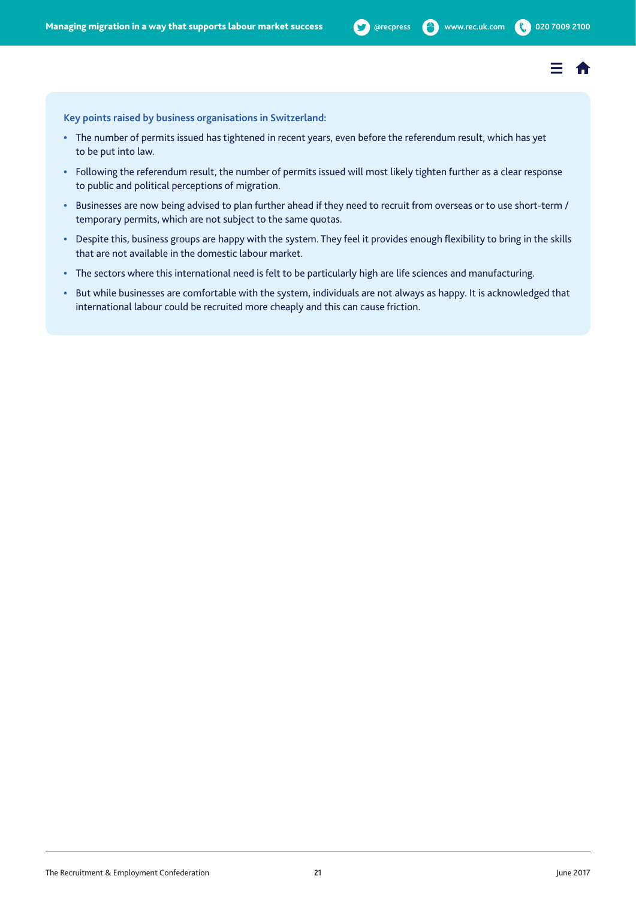**Key points raised by business organisations in Switzerland:**

- The number of permits issued has tightened in recent years, even before the referendum result, which has yet to be put into law.
- Following the referendum result, the number of permits issued will most likely tighten further as a clear response to public and political perceptions of migration.
- Businesses are now being advised to plan further ahead if they need to recruit from overseas or to use short-term / temporary permits, which are not subject to the same quotas.
- Despite this, business groups are happy with the system. They feel it provides enough flexibility to bring in the skills that are not available in the domestic labour market.
- The sectors where this international need is felt to be particularly high are life sciences and manufacturing.
- But while businesses are comfortable with the system, individuals are not always as happy. It is acknowledged that international labour could be recruited more cheaply and this can cause friction.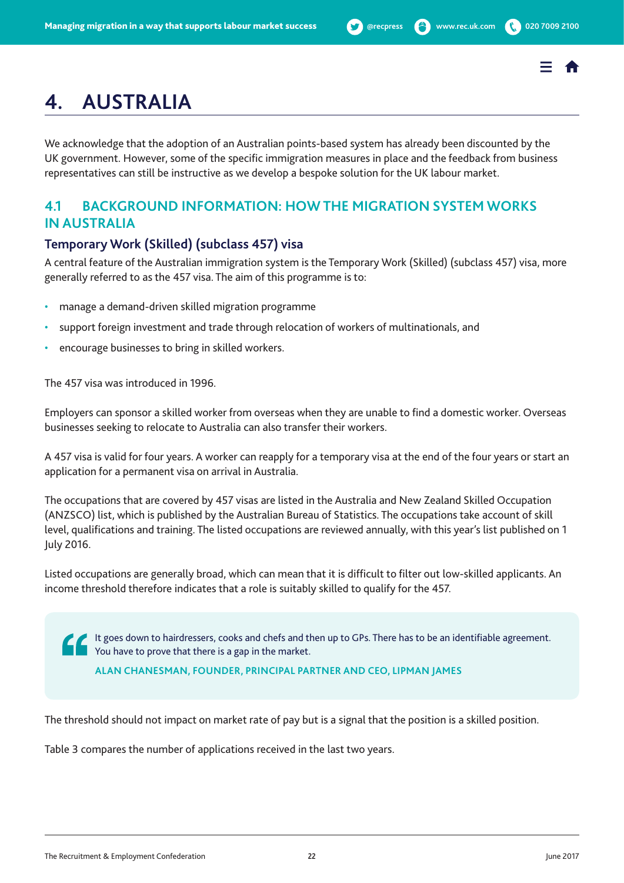# 4. AUSTRALIA

We acknowledge that the adoption of an Australian points-based system has already been discounted by the UK government. However, some of the specific immigration measures in place and the feedback from business representatives can still be instructive as we develop a bespoke solution for the UK labour market.

## 4.1 BACKGROUND INFORMATION: HOW THE MIGRATION SYSTEM WORKS IN AUSTRALIA

### Temporary Work (Skilled) (subclass 457) visa

A central feature of the Australian immigration system is the Temporary Work (Skilled) (subclass 457) visa, more generally referred to as the 457 visa. The aim of this programme is to:

- manage a demand-driven skilled migration programme
- support foreign investment and trade through relocation of workers of multinationals, and
- encourage businesses to bring in skilled workers.

The 457 visa was introduced in 1996.

Employers can sponsor a skilled worker from overseas when they are unable to find a domestic worker. Overseas businesses seeking to relocate to Australia can also transfer their workers.

A 457 visa is valid for four years. A worker can reapply for a temporary visa at the end of the four years or start an application for a permanent visa on arrival in Australia.

The occupations that are covered by 457 visas are listed in the Australia and New Zealand Skilled Occupation (ANZSCO) list, which is published by the Australian Bureau of Statistics. The occupations take account of skill level, qualifications and training. The listed occupations are reviewed annually, with this year's list published on 1 July 2016.

Listed occupations are generally broad, which can mean that it is difficult to filter out low-skilled applicants. An income threshold therefore indicates that a role is suitably skilled to qualify for the 457.

> It goes down to hairdressers, cooks and chefs and then up to GPs. There has to be an identifiable agreement. You have to prove that there is a gap in the market.
>
> **ALAN CHANESMAN, FOUNDER, PRINCIPAL PARTNER AND CEO, LIPMAN JAMES**

The threshold should not impact on market rate of pay but is a signal that the position is a skilled position.

Table 3 compares the number of applications received in the last two years.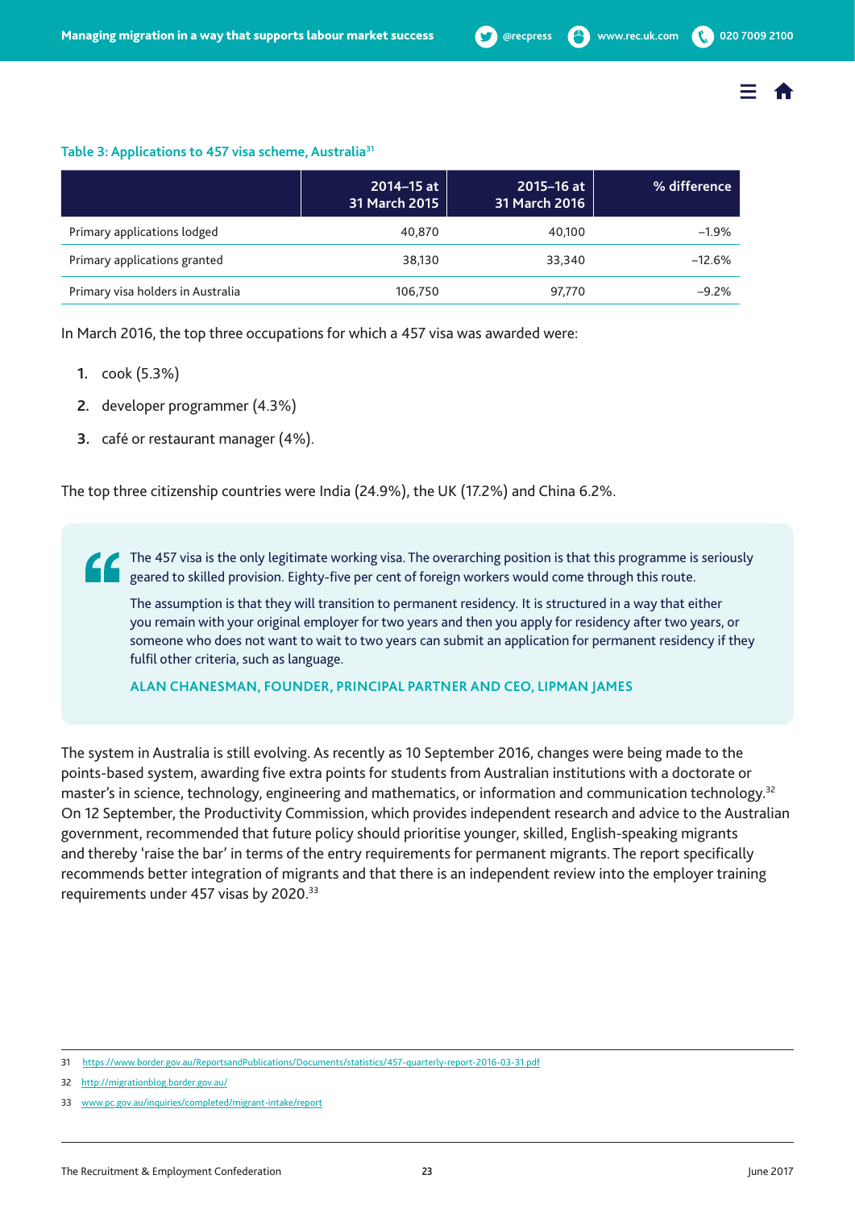**Table 3: Applications to 457 visa scheme, Australia**[31]

| | 2014–15 at 31 March 2015 | 2015–16 at 31 March 2016 | % difference |
|---|---|---|---|
| Primary applications lodged | 40,870 | 40,100 | –1.9% |
| Primary applications granted | 38,130 | 33,340 | –12.6% |
| Primary visa holders in Australia | 106,750 | 97,770 | –9.2% |

In March 2016, the top three occupations for which a 457 visa was awarded were:

1. cook (5.3%)
2. developer programmer (4.3%)
3. café or restaurant manager (4%).

The top three citizenship countries were India (24.9%), the UK (17.2%) and China 6.2%.

> The 457 visa is the only legitimate working visa. The overarching position is that this programme is seriously geared to skilled provision. Eighty-five per cent of foreign workers would come through this route.
>
> The assumption is that they will transition to permanent residency. It is structured in a way that either you remain with your original employer for two years and then you apply for residency after two years, or someone who does not want to wait to two years can submit an application for permanent residency if they fulfil other criteria, such as language.
>
> **ALAN CHANESMAN, FOUNDER, PRINCIPAL PARTNER AND CEO, LIPMAN JAMES**

The system in Australia is still evolving. As recently as 10 September 2016, changes were being made to the points-based system, awarding five extra points for students from Australian institutions with a doctorate or master's in science, technology, engineering and mathematics, or information and communication technology.[32] On 12 September, the Productivity Commission, which provides independent research and advice to the Australian government, recommended that future policy should prioritise younger, skilled, English-speaking migrants and thereby 'raise the bar' in terms of the entry requirements for permanent migrants. The report specifically recommends better integration of migrants and that there is an independent review into the employer training requirements under 457 visas by 2020.[33]

---

31 https://www.border.gov.au/ReportsandPublications/Documents/statistics/457-quarterly-report-2016-03-31.pdf

32 http://migrationblog.border.gov.au/

33 www.pc.gov.au/inquiries/completed/migrant-intake/report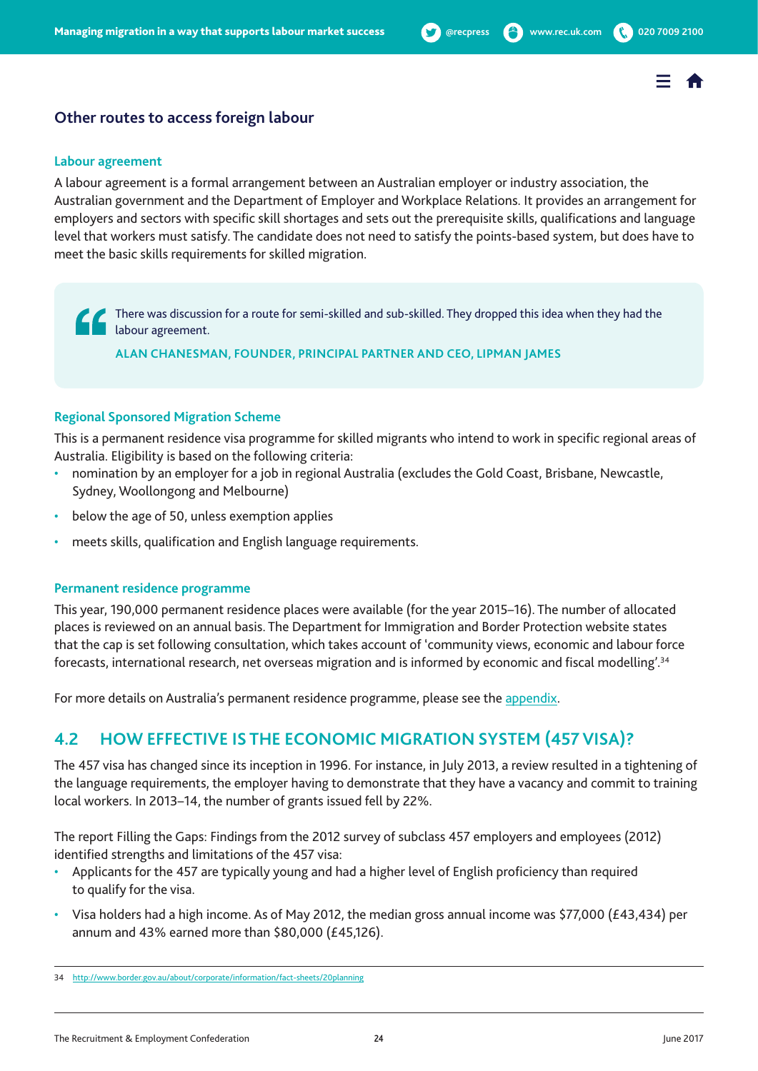## Other routes to access foreign labour

### Labour agreement

A labour agreement is a formal arrangement between an Australian employer or industry association, the Australian government and the Department of Employer and Workplace Relations. It provides an arrangement for employers and sectors with specific skill shortages and sets out the prerequisite skills, qualifications and language level that workers must satisfy. The candidate does not need to satisfy the points-based system, but does have to meet the basic skills requirements for skilled migration.

> There was discussion for a route for semi-skilled and sub-skilled. They dropped this idea when they had the labour agreement.
>
> **ALAN CHANESMAN, FOUNDER, PRINCIPAL PARTNER AND CEO, LIPMAN JAMES**

### Regional Sponsored Migration Scheme

This is a permanent residence visa programme for skilled migrants who intend to work in specific regional areas of Australia. Eligibility is based on the following criteria:

- nomination by an employer for a job in regional Australia (excludes the Gold Coast, Brisbane, Newcastle, Sydney, Woollongong and Melbourne)
- below the age of 50, unless exemption applies
- meets skills, qualification and English language requirements.

### Permanent residence programme

This year, 190,000 permanent residence places were available (for the year 2015–16). The number of allocated places is reviewed on an annual basis. The Department for Immigration and Border Protection website states that the cap is set following consultation, which takes account of 'community views, economic and labour force forecasts, international research, net overseas migration and is informed by economic and fiscal modelling'.[34]

For more details on Australia's permanent residence programme, please see the appendix.

## 4.2 HOW EFFECTIVE IS THE ECONOMIC MIGRATION SYSTEM (457 VISA)?

The 457 visa has changed since its inception in 1996. For instance, in July 2013, a review resulted in a tightening of the language requirements, the employer having to demonstrate that they have a vacancy and commit to training local workers. In 2013–14, the number of grants issued fell by 22%.

The report Filling the Gaps: Findings from the 2012 survey of subclass 457 employers and employees (2012) identified strengths and limitations of the 457 visa:

- Applicants for the 457 are typically young and had a higher level of English proficiency than required to qualify for the visa.
- Visa holders had a high income. As of May 2012, the median gross annual income was $77,000 (£43,434) per annum and 43% earned more than $80,000 (£45,126).

---

34 http://www.border.gov.au/about/corporate/information/fact-sheets/20planning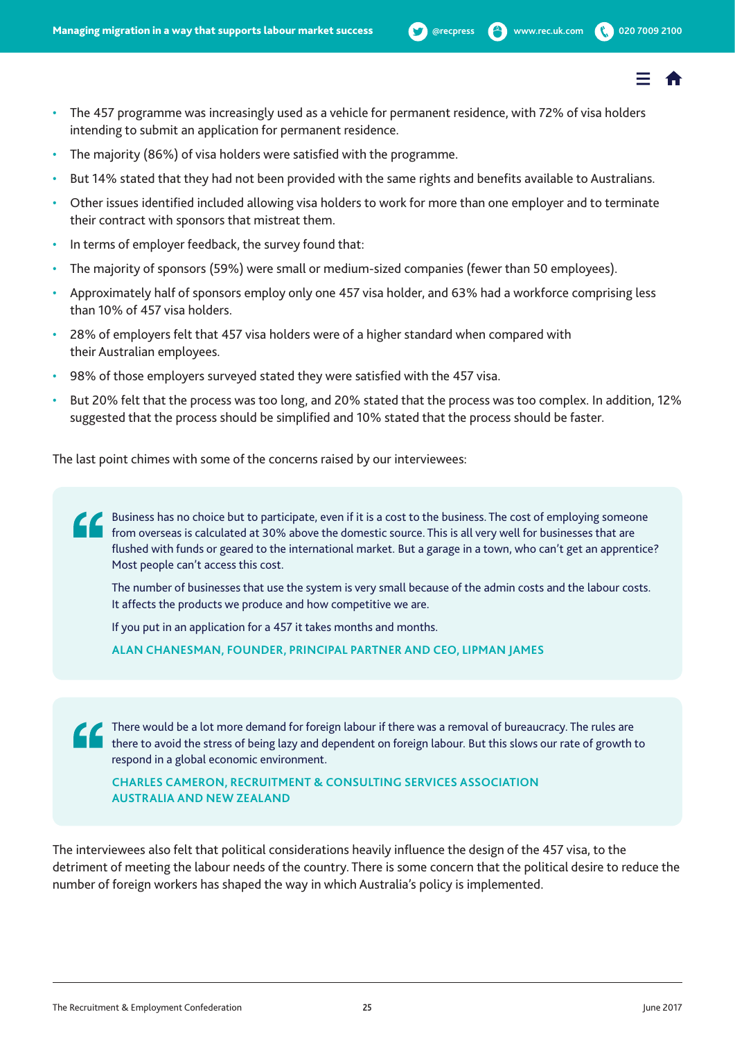- The 457 programme was increasingly used as a vehicle for permanent residence, with 72% of visa holders intending to submit an application for permanent residence.
- The majority (86%) of visa holders were satisfied with the programme.
- But 14% stated that they had not been provided with the same rights and benefits available to Australians.
- Other issues identified included allowing visa holders to work for more than one employer and to terminate their contract with sponsors that mistreat them.
- In terms of employer feedback, the survey found that:
- The majority of sponsors (59%) were small or medium-sized companies (fewer than 50 employees).
- Approximately half of sponsors employ only one 457 visa holder, and 63% had a workforce comprising less than 10% of 457 visa holders.
- 28% of employers felt that 457 visa holders were of a higher standard when compared with their Australian employees.
- 98% of those employers surveyed stated they were satisfied with the 457 visa.
- But 20% felt that the process was too long, and 20% stated that the process was too complex. In addition, 12% suggested that the process should be simplified and 10% stated that the process should be faster.

The last point chimes with some of the concerns raised by our interviewees:

> Business has no choice but to participate, even if it is a cost to the business. The cost of employing someone from overseas is calculated at 30% above the domestic source. This is all very well for businesses that are flushed with funds or geared to the international market. But a garage in a town, who can't get an apprentice? Most people can't access this cost.
>
> The number of businesses that use the system is very small because of the admin costs and the labour costs. It affects the products we produce and how competitive we are.
>
> If you put in an application for a 457 it takes months and months.
>
> **ALAN CHANESMAN, FOUNDER, PRINCIPAL PARTNER AND CEO, LIPMAN JAMES**

> There would be a lot more demand for foreign labour if there was a removal of bureaucracy. The rules are there to avoid the stress of being lazy and dependent on foreign labour. But this slows our rate of growth to respond in a global economic environment.
>
> **CHARLES CAMERON, RECRUITMENT & CONSULTING SERVICES ASSOCIATION AUSTRALIA AND NEW ZEALAND**

The interviewees also felt that political considerations heavily influence the design of the 457 visa, to the detriment of meeting the labour needs of the country. There is some concern that the political desire to reduce the number of foreign workers has shaped the way in which Australia's policy is implemented.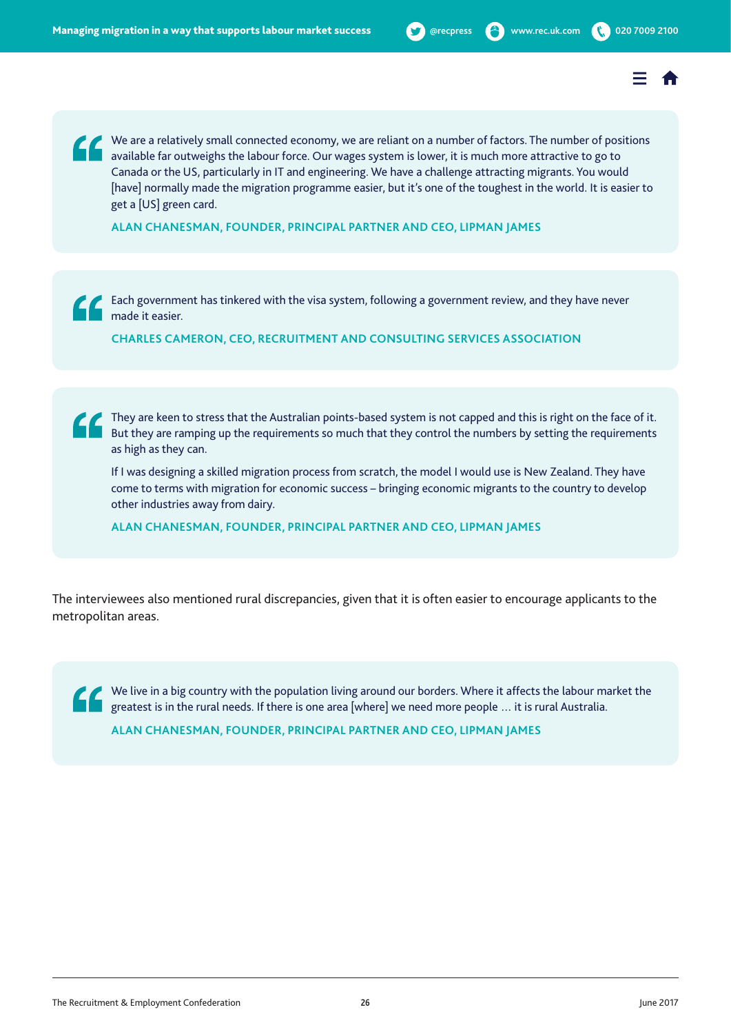> We are a relatively small connected economy, we are reliant on a number of factors. The number of positions available far outweighs the labour force. Our wages system is lower, it is much more attractive to go to Canada or the US, particularly in IT and engineering. We have a challenge attracting migrants. You would [have] normally made the migration programme easier, but it's one of the toughest in the world. It is easier to get a [US] green card.
>
> **ALAN CHANESMAN, FOUNDER, PRINCIPAL PARTNER AND CEO, LIPMAN JAMES**

> Each government has tinkered with the visa system, following a government review, and they have never made it easier.
>
> **CHARLES CAMERON, CEO, RECRUITMENT AND CONSULTING SERVICES ASSOCIATION**

> They are keen to stress that the Australian points-based system is not capped and this is right on the face of it. But they are ramping up the requirements so much that they control the numbers by setting the requirements as high as they can.
>
> If I was designing a skilled migration process from scratch, the model I would use is New Zealand. They have come to terms with migration for economic success – bringing economic migrants to the country to develop other industries away from dairy.
>
> **ALAN CHANESMAN, FOUNDER, PRINCIPAL PARTNER AND CEO, LIPMAN JAMES**

The interviewees also mentioned rural discrepancies, given that it is often easier to encourage applicants to the metropolitan areas.

> We live in a big country with the population living around our borders. Where it affects the labour market the greatest is in the rural needs. If there is one area [where] we need more people … it is rural Australia.
>
> **ALAN CHANESMAN, FOUNDER, PRINCIPAL PARTNER AND CEO, LIPMAN JAMES**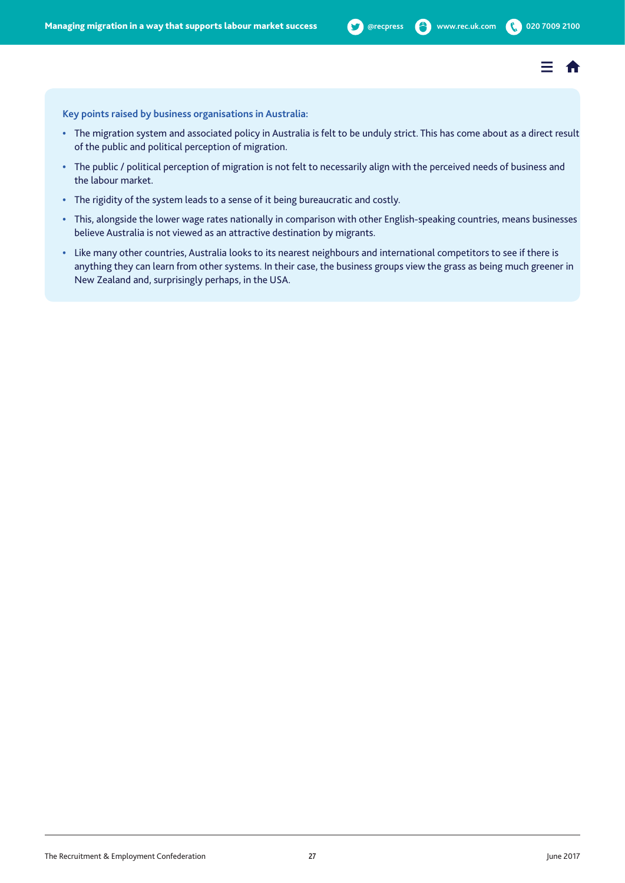**Key points raised by business organisations in Australia:**

- The migration system and associated policy in Australia is felt to be unduly strict. This has come about as a direct result of the public and political perception of migration.
- The public / political perception of migration is not felt to necessarily align with the perceived needs of business and the labour market.
- The rigidity of the system leads to a sense of it being bureaucratic and costly.
- This, alongside the lower wage rates nationally in comparison with other English-speaking countries, means businesses believe Australia is not viewed as an attractive destination by migrants.
- Like many other countries, Australia looks to its nearest neighbours and international competitors to see if there is anything they can learn from other systems. In their case, the business groups view the grass as being much greener in New Zealand and, surprisingly perhaps, in the USA.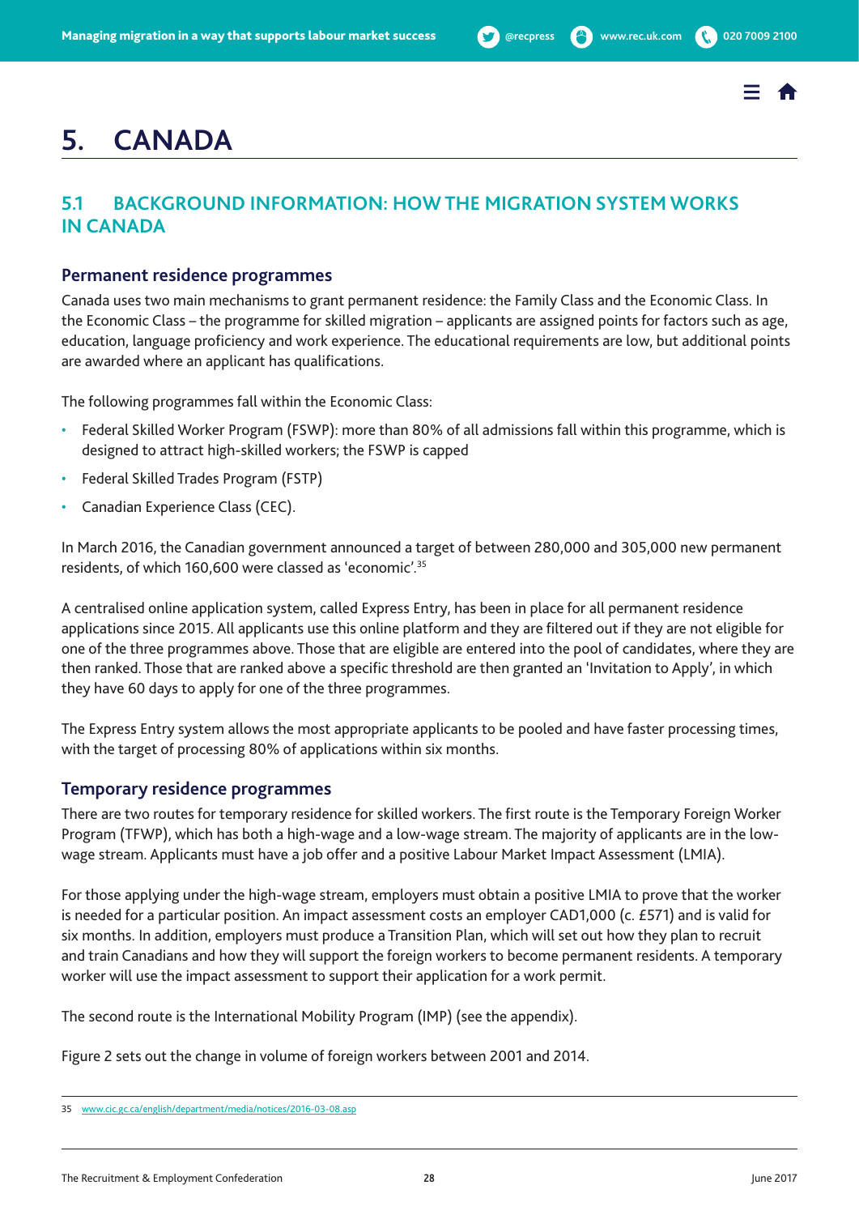# 5. CANADA

## 5.1 BACKGROUND INFORMATION: HOW THE MIGRATION SYSTEM WORKS IN CANADA

### Permanent residence programmes

Canada uses two main mechanisms to grant permanent residence: the Family Class and the Economic Class. In the Economic Class – the programme for skilled migration – applicants are assigned points for factors such as age, education, language proficiency and work experience. The educational requirements are low, but additional points are awarded where an applicant has qualifications.

The following programmes fall within the Economic Class:

- Federal Skilled Worker Program (FSWP): more than 80% of all admissions fall within this programme, which is designed to attract high-skilled workers; the FSWP is capped
- Federal Skilled Trades Program (FSTP)
- Canadian Experience Class (CEC).

In March 2016, the Canadian government announced a target of between 280,000 and 305,000 new permanent residents, of which 160,600 were classed as 'economic'.[35]

A centralised online application system, called Express Entry, has been in place for all permanent residence applications since 2015. All applicants use this online platform and they are filtered out if they are not eligible for one of the three programmes above. Those that are eligible are entered into the pool of candidates, where they are then ranked. Those that are ranked above a specific threshold are then granted an 'Invitation to Apply', in which they have 60 days to apply for one of the three programmes.

The Express Entry system allows the most appropriate applicants to be pooled and have faster processing times, with the target of processing 80% of applications within six months.

### Temporary residence programmes

There are two routes for temporary residence for skilled workers. The first route is the Temporary Foreign Worker Program (TFWP), which has both a high-wage and a low-wage stream. The majority of applicants are in the low-wage stream. Applicants must have a job offer and a positive Labour Market Impact Assessment (LMIA).

For those applying under the high-wage stream, employers must obtain a positive LMIA to prove that the worker is needed for a particular position. An impact assessment costs an employer CAD1,000 (c. £571) and is valid for six months. In addition, employers must produce a Transition Plan, which will set out how they plan to recruit and train Canadians and how they will support the foreign workers to become permanent residents. A temporary worker will use the impact assessment to support their application for a work permit.

The second route is the International Mobility Program (IMP) (see the appendix).

Figure 2 sets out the change in volume of foreign workers between 2001 and 2014.

---

35 www.cic.gc.ca/english/department/media/notices/2016-03-08.asp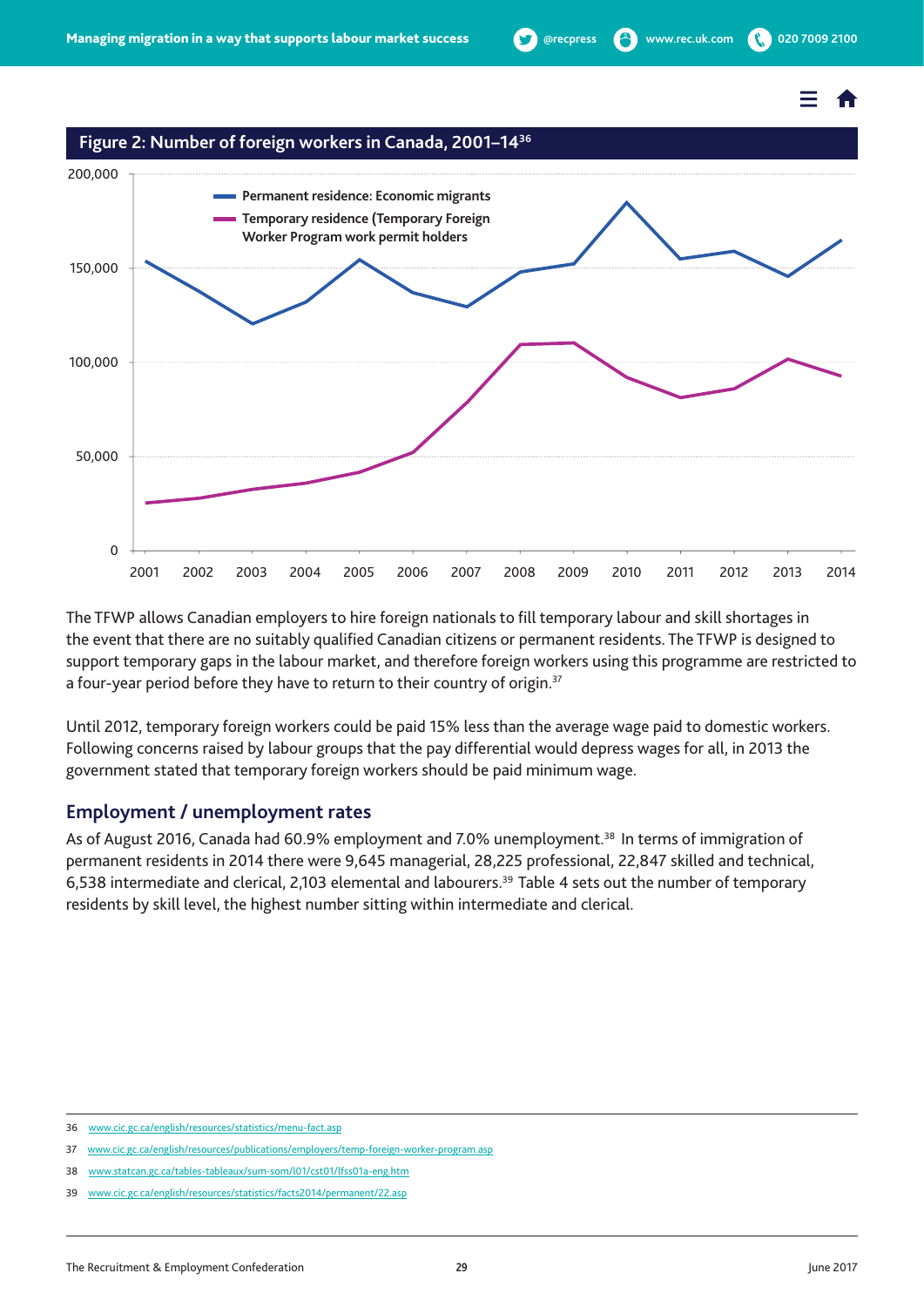**Figure 2: Number of foreign workers in Canada, 2001–14**[36]

The TFWP allows Canadian employers to hire foreign nationals to fill temporary labour and skill shortages in the event that there are no suitably qualified Canadian citizens or permanent residents. The TFWP is designed to support temporary gaps in the labour market, and therefore foreign workers using this programme are restricted to a four-year period before they have to return to their country of origin.[37]

Until 2012, temporary foreign workers could be paid 15% less than the average wage paid to domestic workers. Following concerns raised by labour groups that the pay differential would depress wages for all, in 2013 the government stated that temporary foreign workers should be paid minimum wage.

## Employment / unemployment rates

As of August 2016, Canada had 60.9% employment and 7.0% unemployment.[38] In terms of immigration of permanent residents in 2014 there were 9,645 managerial, 28,225 professional, 22,847 skilled and technical, 6,538 intermediate and clerical, 2,103 elemental and labourers.[39] Table 4 sets out the number of temporary residents by skill level, the highest number sitting within intermediate and clerical.

36 www.cic.gc.ca/english/resources/statistics/menu-fact.asp

37 www.cic.gc.ca/english/resources/publications/employers/temp-foreign-worker-program.asp

38 www.statcan.gc.ca/tables-tableaux/sum-som/l01/cst01/lfss01a-eng.htm

39 www.cic.gc.ca/english/resources/statistics/facts2014/permanent/22.asp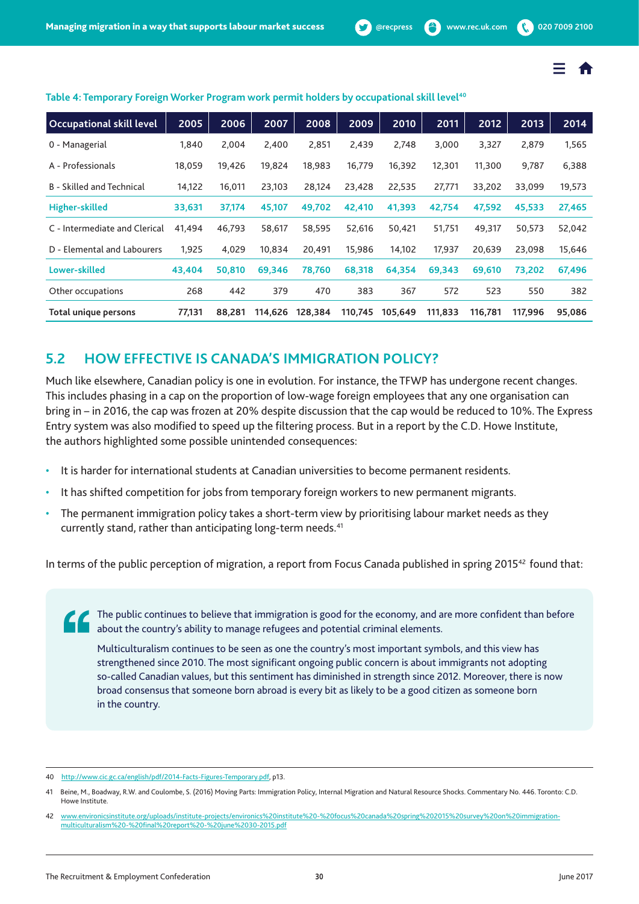Table 4: Temporary Foreign Worker Program work permit holders by occupational skill level[40]

| Occupational skill level | 2005 | 2006 | 2007 | 2008 | 2009 | 2010 | 2011 | 2012 | 2013 | 2014 |
|---|---|---|---|---|---|---|---|---|---|---|
| 0 - Managerial | 1,840 | 2,004 | 2,400 | 2,851 | 2,439 | 2,748 | 3,000 | 3,327 | 2,879 | 1,565 |
| A - Professionals | 18,059 | 19,426 | 19,824 | 18,983 | 16,779 | 16,392 | 12,301 | 11,300 | 9,787 | 6,388 |
| B - Skilled and Technical | 14,122 | 16,011 | 23,103 | 28,124 | 23,428 | 22,535 | 27,771 | 33,202 | 33,099 | 19,573 |
| **Higher-skilled** | **33,631** | **37,174** | **45,107** | **49,702** | **42,410** | **41,393** | **42,754** | **47,592** | **45,533** | **27,465** |
| C - Intermediate and Clerical | 41,494 | 46,793 | 58,617 | 58,595 | 52,616 | 50,421 | 51,751 | 49,317 | 50,573 | 52,042 |
| D - Elemental and Labourers | 1,925 | 4,029 | 10,834 | 20,491 | 15,986 | 14,102 | 17,937 | 20,639 | 23,098 | 15,646 |
| **Lower-skilled** | **43,404** | **50,810** | **69,346** | **78,760** | **68,318** | **64,354** | **69,343** | **69,610** | **73,202** | **67,496** |
| Other occupations | 268 | 442 | 379 | 470 | 383 | 367 | 572 | 523 | 550 | 382 |
| **Total unique persons** | **77,131** | **88,281** | **114,626** | **128,384** | **110,745** | **105,649** | **111,833** | **116,781** | **117,996** | **95,086** |

## 5.2 HOW EFFECTIVE IS CANADA'S IMMIGRATION POLICY?

Much like elsewhere, Canadian policy is one in evolution. For instance, the TFWP has undergone recent changes. This includes phasing in a cap on the proportion of low-wage foreign employees that any one organisation can bring in – in 2016, the cap was frozen at 20% despite discussion that the cap would be reduced to 10%. The Express Entry system was also modified to speed up the filtering process. But in a report by the C.D. Howe Institute, the authors highlighted some possible unintended consequences:

- It is harder for international students at Canadian universities to become permanent residents.
- It has shifted competition for jobs from temporary foreign workers to new permanent migrants.
- The permanent immigration policy takes a short-term view by prioritising labour market needs as they currently stand, rather than anticipating long-term needs.[41]

In terms of the public perception of migration, a report from Focus Canada published in spring 2015[42] found that:

> The public continues to believe that immigration is good for the economy, and are more confident than before about the country's ability to manage refugees and potential criminal elements.
>
> Multiculturalism continues to be seen as one the country's most important symbols, and this view has strengthened since 2010. The most significant ongoing public concern is about immigrants not adopting so-called Canadian values, but this sentiment has diminished in strength since 2012. Moreover, there is now broad consensus that someone born abroad is every bit as likely to be a good citizen as someone born in the country.

---

40 http://www.cic.gc.ca/english/pdf/2014-Facts-Figures-Temporary.pdf, p13.

41 Beine, M., Boadway, R.W. and Coulombe, S. (2016) Moving Parts: Immigration Policy, Internal Migration and Natural Resource Shocks. Commentary No. 446. Toronto: C.D. Howe Institute.

42 www.environicsinstitute.org/uploads/institute-projects/environics%20institute%20-%20focus%20canada%20spring%202015%20survey%20on%20immigration-multiculturalism%20-%20final%20report%20-%20june%2030-2015.pdf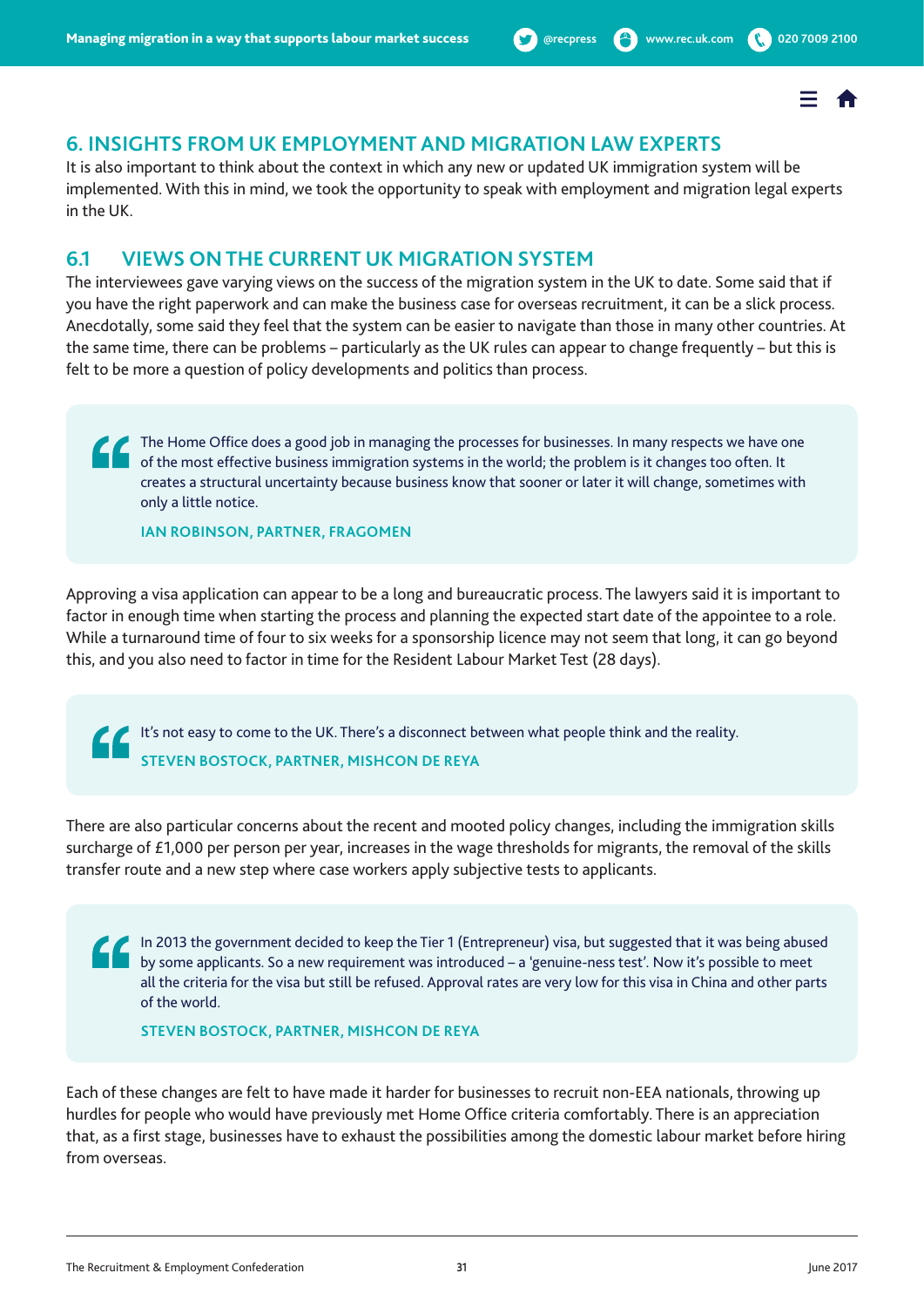## 6. INSIGHTS FROM UK EMPLOYMENT AND MIGRATION LAW EXPERTS

It is also important to think about the context in which any new or updated UK immigration system will be implemented. With this in mind, we took the opportunity to speak with employment and migration legal experts in the UK.

### 6.1 VIEWS ON THE CURRENT UK MIGRATION SYSTEM

The interviewees gave varying views on the success of the migration system in the UK to date. Some said that if you have the right paperwork and can make the business case for overseas recruitment, it can be a slick process. Anecdotally, some said they feel that the system can be easier to navigate than those in many other countries. At the same time, there can be problems – particularly as the UK rules can appear to change frequently – but this is felt to be more a question of policy developments and politics than process.

> The Home Office does a good job in managing the processes for businesses. In many respects we have one of the most effective business immigration systems in the world; the problem is it changes too often. It creates a structural uncertainty because business know that sooner or later it will change, sometimes with only a little notice.
>
> **IAN ROBINSON, PARTNER, FRAGOMEN**

Approving a visa application can appear to be a long and bureaucratic process. The lawyers said it is important to factor in enough time when starting the process and planning the expected start date of the appointee to a role. While a turnaround time of four to six weeks for a sponsorship licence may not seem that long, it can go beyond this, and you also need to factor in time for the Resident Labour Market Test (28 days).

> It's not easy to come to the UK. There's a disconnect between what people think and the reality.
>
> **STEVEN BOSTOCK, PARTNER, MISHCON DE REYA**

There are also particular concerns about the recent and mooted policy changes, including the immigration skills surcharge of £1,000 per person per year, increases in the wage thresholds for migrants, the removal of the skills transfer route and a new step where case workers apply subjective tests to applicants.

> In 2013 the government decided to keep the Tier 1 (Entrepreneur) visa, but suggested that it was being abused by some applicants. So a new requirement was introduced – a 'genuine-ness test'. Now it's possible to meet all the criteria for the visa but still be refused. Approval rates are very low for this visa in China and other parts of the world.
>
> **STEVEN BOSTOCK, PARTNER, MISHCON DE REYA**

Each of these changes are felt to have made it harder for businesses to recruit non-EEA nationals, throwing up hurdles for people who would have previously met Home Office criteria comfortably. There is an appreciation that, as a first stage, businesses have to exhaust the possibilities among the domestic labour market before hiring from overseas.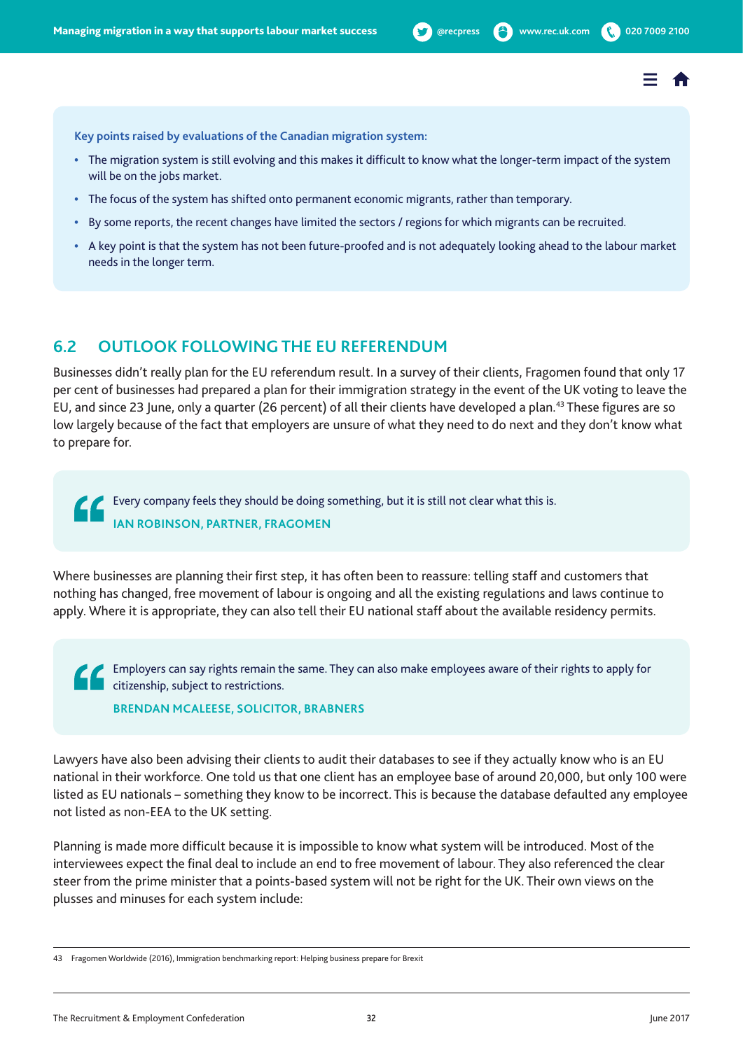**Key points raised by evaluations of the Canadian migration system:**

- The migration system is still evolving and this makes it difficult to know what the longer-term impact of the system will be on the jobs market.
- The focus of the system has shifted onto permanent economic migrants, rather than temporary.
- By some reports, the recent changes have limited the sectors / regions for which migrants can be recruited.
- A key point is that the system has not been future-proofed and is not adequately looking ahead to the labour market needs in the longer term.

## 6.2 OUTLOOK FOLLOWING THE EU REFERENDUM

Businesses didn't really plan for the EU referendum result. In a survey of their clients, Fragomen found that only 17 per cent of businesses had prepared a plan for their immigration strategy in the event of the UK voting to leave the EU, and since 23 June, only a quarter (26 percent) of all their clients have developed a plan.[43] These figures are so low largely because of the fact that employers are unsure of what they need to do next and they don't know what to prepare for.

> Every company feels they should be doing something, but it is still not clear what this is.
>
> **IAN ROBINSON, PARTNER, FRAGOMEN**

Where businesses are planning their first step, it has often been to reassure: telling staff and customers that nothing has changed, free movement of labour is ongoing and all the existing regulations and laws continue to apply. Where it is appropriate, they can also tell their EU national staff about the available residency permits.

> Employers can say rights remain the same. They can also make employees aware of their rights to apply for citizenship, subject to restrictions.
>
> **BRENDAN MCALEESE, SOLICITOR, BRABNERS**

Lawyers have also been advising their clients to audit their databases to see if they actually know who is an EU national in their workforce. One told us that one client has an employee base of around 20,000, but only 100 were listed as EU nationals – something they know to be incorrect. This is because the database defaulted any employee not listed as non-EEA to the UK setting.

Planning is made more difficult because it is impossible to know what system will be introduced. Most of the interviewees expect the final deal to include an end to free movement of labour. They also referenced the clear steer from the prime minister that a points-based system will not be right for the UK. Their own views on the plusses and minuses for each system include:

---

43 Fragomen Worldwide (2016), Immigration benchmarking report: Helping business prepare for Brexit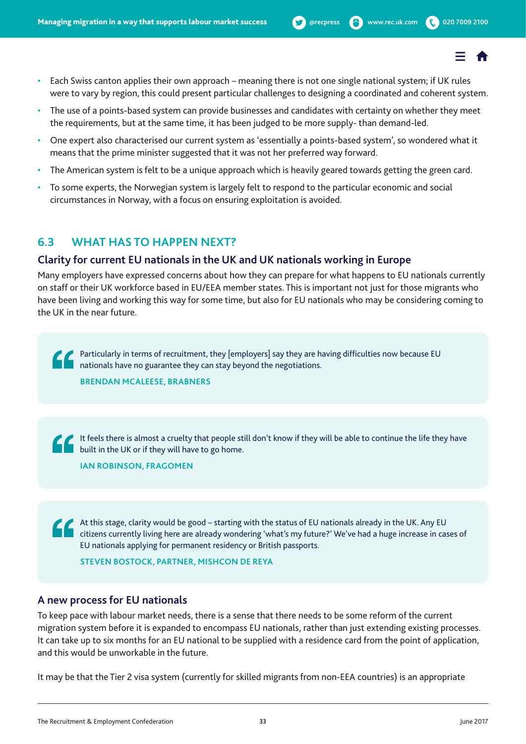- Each Swiss canton applies their own approach – meaning there is not one single national system; if UK rules were to vary by region, this could present particular challenges to designing a coordinated and coherent system.
- The use of a points-based system can provide businesses and candidates with certainty on whether they meet the requirements, but at the same time, it has been judged to be more supply- than demand-led.
- One expert also characterised our current system as 'essentially a points-based system', so wondered what it means that the prime minister suggested that it was not her preferred way forward.
- The American system is felt to be a unique approach which is heavily geared towards getting the green card.
- To some experts, the Norwegian system is largely felt to respond to the particular economic and social circumstances in Norway, with a focus on ensuring exploitation is avoided.

## 6.3 WHAT HAS TO HAPPEN NEXT?

### Clarity for current EU nationals in the UK and UK nationals working in Europe

Many employers have expressed concerns about how they can prepare for what happens to EU nationals currently on staff or their UK workforce based in EU/EEA member states. This is important not just for those migrants who have been living and working this way for some time, but also for EU nationals who may be considering coming to the UK in the near future.

> Particularly in terms of recruitment, they [employers] say they are having difficulties now because EU nationals have no guarantee they can stay beyond the negotiations.
>
> **BRENDAN MCALEESE, BRABNERS**

> It feels there is almost a cruelty that people still don't know if they will be able to continue the life they have built in the UK or if they will have to go home.
>
> **IAN ROBINSON, FRAGOMEN**

> At this stage, clarity would be good – starting with the status of EU nationals already in the UK. Any EU citizens currently living here are already wondering 'what's my future?' We've had a huge increase in cases of EU nationals applying for permanent residency or British passports.
>
> **STEVEN BOSTOCK, PARTNER, MISHCON DE REYA**

### A new process for EU nationals

To keep pace with labour market needs, there is a sense that there needs to be some reform of the current migration system before it is expanded to encompass EU nationals, rather than just extending existing processes. It can take up to six months for an EU national to be supplied with a residence card from the point of application, and this would be unworkable in the future.

It may be that the Tier 2 visa system (currently for skilled migrants from non-EEA countries) is an appropriate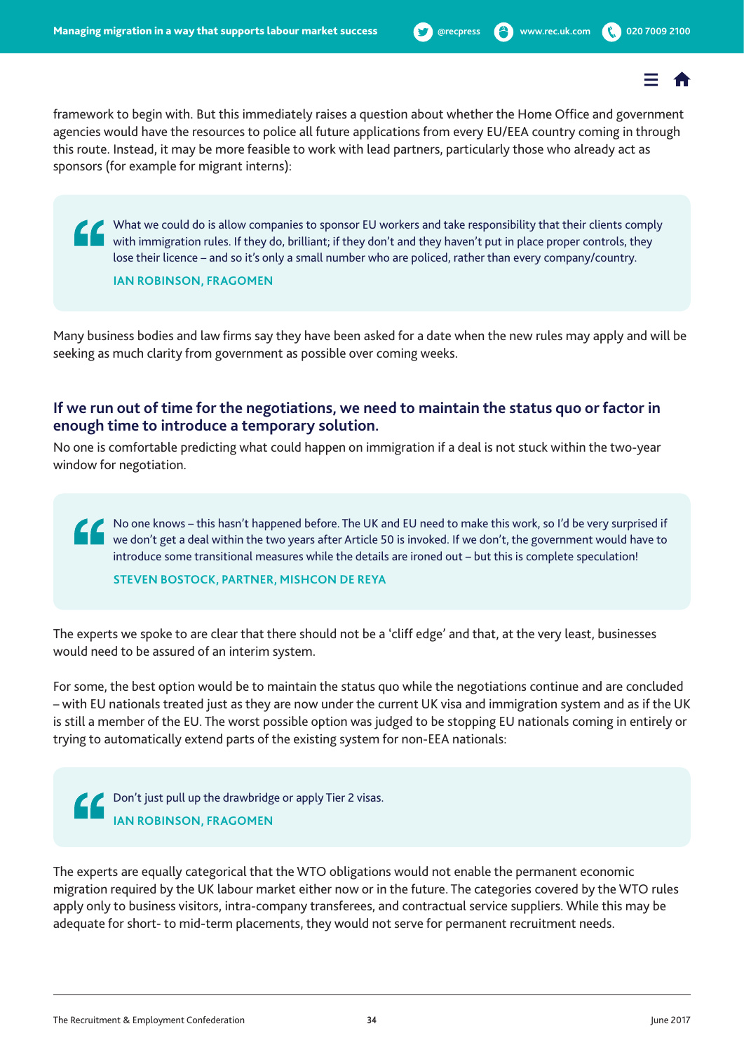framework to begin with. But this immediately raises a question about whether the Home Office and government agencies would have the resources to police all future applications from every EU/EEA country coming in through this route. Instead, it may be more feasible to work with lead partners, particularly those who already act as sponsors (for example for migrant interns):

> What we could do is allow companies to sponsor EU workers and take responsibility that their clients comply with immigration rules. If they do, brilliant; if they don't and they haven't put in place proper controls, they lose their licence – and so it's only a small number who are policed, rather than every company/country.
>
> **IAN ROBINSON, FRAGOMEN**

Many business bodies and law firms say they have been asked for a date when the new rules may apply and will be seeking as much clarity from government as possible over coming weeks.

### If we run out of time for the negotiations, we need to maintain the status quo or factor in enough time to introduce a temporary solution.

No one is comfortable predicting what could happen on immigration if a deal is not stuck within the two-year window for negotiation.

> No one knows – this hasn't happened before. The UK and EU need to make this work, so I'd be very surprised if we don't get a deal within the two years after Article 50 is invoked. If we don't, the government would have to introduce some transitional measures while the details are ironed out – but this is complete speculation!
>
> **STEVEN BOSTOCK, PARTNER, MISHCON DE REYA**

The experts we spoke to are clear that there should not be a 'cliff edge' and that, at the very least, businesses would need to be assured of an interim system.

For some, the best option would be to maintain the status quo while the negotiations continue and are concluded – with EU nationals treated just as they are now under the current UK visa and immigration system and as if the UK is still a member of the EU. The worst possible option was judged to be stopping EU nationals coming in entirely or trying to automatically extend parts of the existing system for non-EEA nationals:

> Don't just pull up the drawbridge or apply Tier 2 visas.
>
> **IAN ROBINSON, FRAGOMEN**

The experts are equally categorical that the WTO obligations would not enable the permanent economic migration required by the UK labour market either now or in the future. The categories covered by the WTO rules apply only to business visitors, intra-company transferees, and contractual service suppliers. While this may be adequate for short- to mid-term placements, they would not serve for permanent recruitment needs.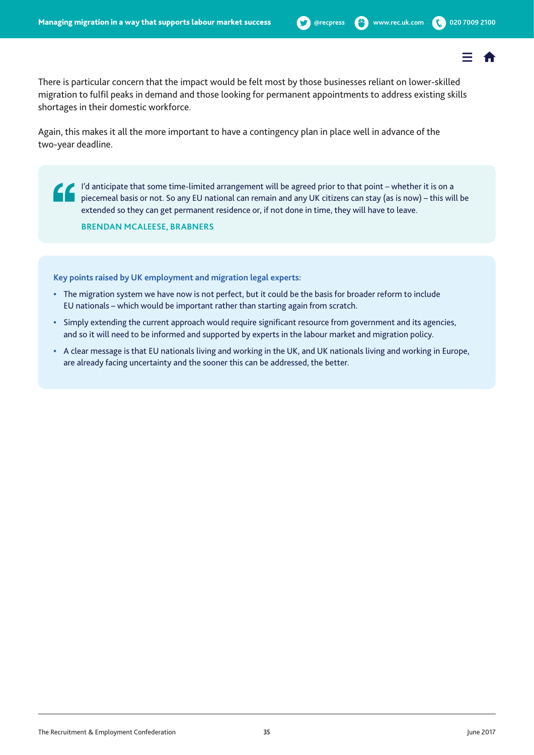There is particular concern that the impact would be felt most by those businesses reliant on lower-skilled migration to fulfil peaks in demand and those looking for permanent appointments to address existing skills shortages in their domestic workforce.

Again, this makes it all the more important to have a contingency plan in place well in advance of the two-year deadline.

> I'd anticipate that some time-limited arrangement will be agreed prior to that point – whether it is on a piecemeal basis or not. So any EU national can remain and any UK citizens can stay (as is now) – this will be extended so they can get permanent residence or, if not done in time, they will have to leave.
>
> **BRENDAN MCALEESE, BRABNERS**

**Key points raised by UK employment and migration legal experts:**

- The migration system we have now is not perfect, but it could be the basis for broader reform to include EU nationals – which would be important rather than starting again from scratch.
- Simply extending the current approach would require significant resource from government and its agencies, and so it will need to be informed and supported by experts in the labour market and migration policy.
- A clear message is that EU nationals living and working in the UK, and UK nationals living and working in Europe, are already facing uncertainty and the sooner this can be addressed, the better.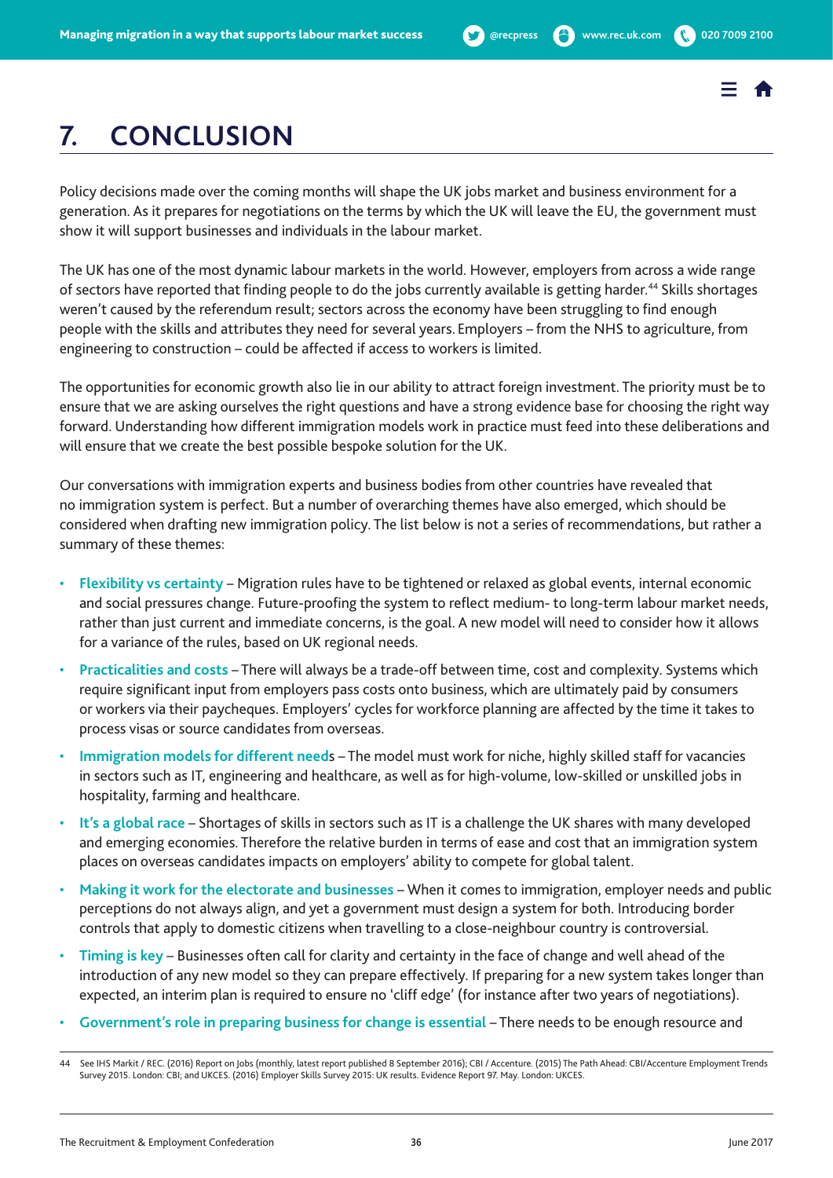# 7. CONCLUSION

Policy decisions made over the coming months will shape the UK jobs market and business environment for a generation. As it prepares for negotiations on the terms by which the UK will leave the EU, the government must show it will support businesses and individuals in the labour market.

The UK has one of the most dynamic labour markets in the world. However, employers from across a wide range of sectors have reported that finding people to do the jobs currently available is getting harder.[44] Skills shortages weren't caused by the referendum result; sectors across the economy have been struggling to find enough people with the skills and attributes they need for several years. Employers – from the NHS to agriculture, from engineering to construction – could be affected if access to workers is limited.

The opportunities for economic growth also lie in our ability to attract foreign investment. The priority must be to ensure that we are asking ourselves the right questions and have a strong evidence base for choosing the right way forward. Understanding how different immigration models work in practice must feed into these deliberations and will ensure that we create the best possible bespoke solution for the UK.

Our conversations with immigration experts and business bodies from other countries have revealed that no immigration system is perfect. But a number of overarching themes have also emerged, which should be considered when drafting new immigration policy. The list below is not a series of recommendations, but rather a summary of these themes:

- **Flexibility vs certainty** – Migration rules have to be tightened or relaxed as global events, internal economic and social pressures change. Future-proofing the system to reflect medium- to long-term labour market needs, rather than just current and immediate concerns, is the goal. A new model will need to consider how it allows for a variance of the rules, based on UK regional needs.
- **Practicalities and costs** – There will always be a trade-off between time, cost and complexity. Systems which require significant input from employers pass costs onto business, which are ultimately paid by consumers or workers via their paycheques. Employers' cycles for workforce planning are affected by the time it takes to process visas or source candidates from overseas.
- **Immigration models for different needs** – The model must work for niche, highly skilled staff for vacancies in sectors such as IT, engineering and healthcare, as well as for high-volume, low-skilled or unskilled jobs in hospitality, farming and healthcare.
- **It's a global race** – Shortages of skills in sectors such as IT is a challenge the UK shares with many developed and emerging economies. Therefore the relative burden in terms of ease and cost that an immigration system places on overseas candidates impacts on employers' ability to compete for global talent.
- **Making it work for the electorate and businesses** – When it comes to immigration, employer needs and public perceptions do not always align, and yet a government must design a system for both. Introducing border controls that apply to domestic citizens when travelling to a close-neighbour country is controversial.
- **Timing is key** – Businesses often call for clarity and certainty in the face of change and well ahead of the introduction of any new model so they can prepare effectively. If preparing for a new system takes longer than expected, an interim plan is required to ensure no 'cliff edge' (for instance after two years of negotiations).
- **Government's role in preparing business for change is essential** – There needs to be enough resource and

44 See IHS Markit / REC. (2016) Report on Jobs (monthly, latest report published 8 September 2016); CBI / Accenture. (2015) The Path Ahead: CBI/Accenture Employment Trends Survey 2015. London: CBI; and UKCES. (2016) Employer Skills Survey 2015: UK results. Evidence Report 97. May. London: UKCES.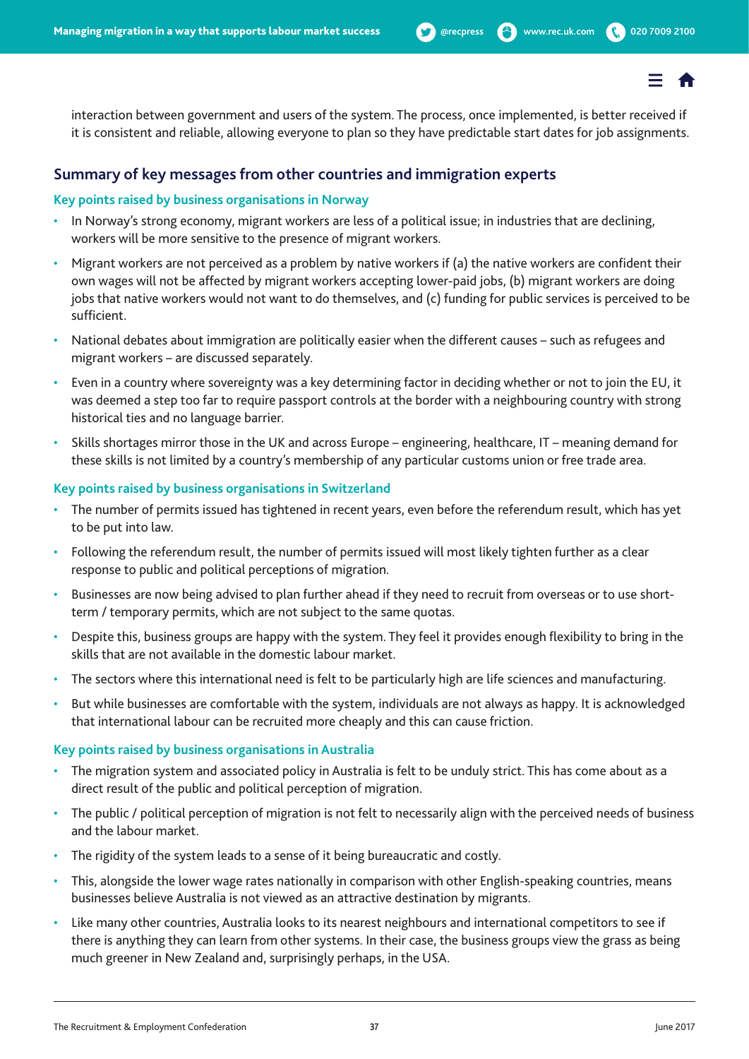interaction between government and users of the system. The process, once implemented, is better received if it is consistent and reliable, allowing everyone to plan so they have predictable start dates for job assignments.

## Summary of key messages from other countries and immigration experts

### Key points raised by business organisations in Norway

- In Norway's strong economy, migrant workers are less of a political issue; in industries that are declining, workers will be more sensitive to the presence of migrant workers.
- Migrant workers are not perceived as a problem by native workers if (a) the native workers are confident their own wages will not be affected by migrant workers accepting lower-paid jobs, (b) migrant workers are doing jobs that native workers would not want to do themselves, and (c) funding for public services is perceived to be sufficient.
- National debates about immigration are politically easier when the different causes – such as refugees and migrant workers – are discussed separately.
- Even in a country where sovereignty was a key determining factor in deciding whether or not to join the EU, it was deemed a step too far to require passport controls at the border with a neighbouring country with strong historical ties and no language barrier.
- Skills shortages mirror those in the UK and across Europe – engineering, healthcare, IT – meaning demand for these skills is not limited by a country's membership of any particular customs union or free trade area.

### Key points raised by business organisations in Switzerland

- The number of permits issued has tightened in recent years, even before the referendum result, which has yet to be put into law.
- Following the referendum result, the number of permits issued will most likely tighten further as a clear response to public and political perceptions of migration.
- Businesses are now being advised to plan further ahead if they need to recruit from overseas or to use short-term / temporary permits, which are not subject to the same quotas.
- Despite this, business groups are happy with the system. They feel it provides enough flexibility to bring in the skills that are not available in the domestic labour market.
- The sectors where this international need is felt to be particularly high are life sciences and manufacturing.
- But while businesses are comfortable with the system, individuals are not always as happy. It is acknowledged that international labour can be recruited more cheaply and this can cause friction.

### Key points raised by business organisations in Australia

- The migration system and associated policy in Australia is felt to be unduly strict. This has come about as a direct result of the public and political perception of migration.
- The public / political perception of migration is not felt to necessarily align with the perceived needs of business and the labour market.
- The rigidity of the system leads to a sense of it being bureaucratic and costly.
- This, alongside the lower wage rates nationally in comparison with other English-speaking countries, means businesses believe Australia is not viewed as an attractive destination by migrants.
- Like many other countries, Australia looks to its nearest neighbours and international competitors to see if there is anything they can learn from other systems. In their case, the business groups view the grass as being much greener in New Zealand and, surprisingly perhaps, in the USA.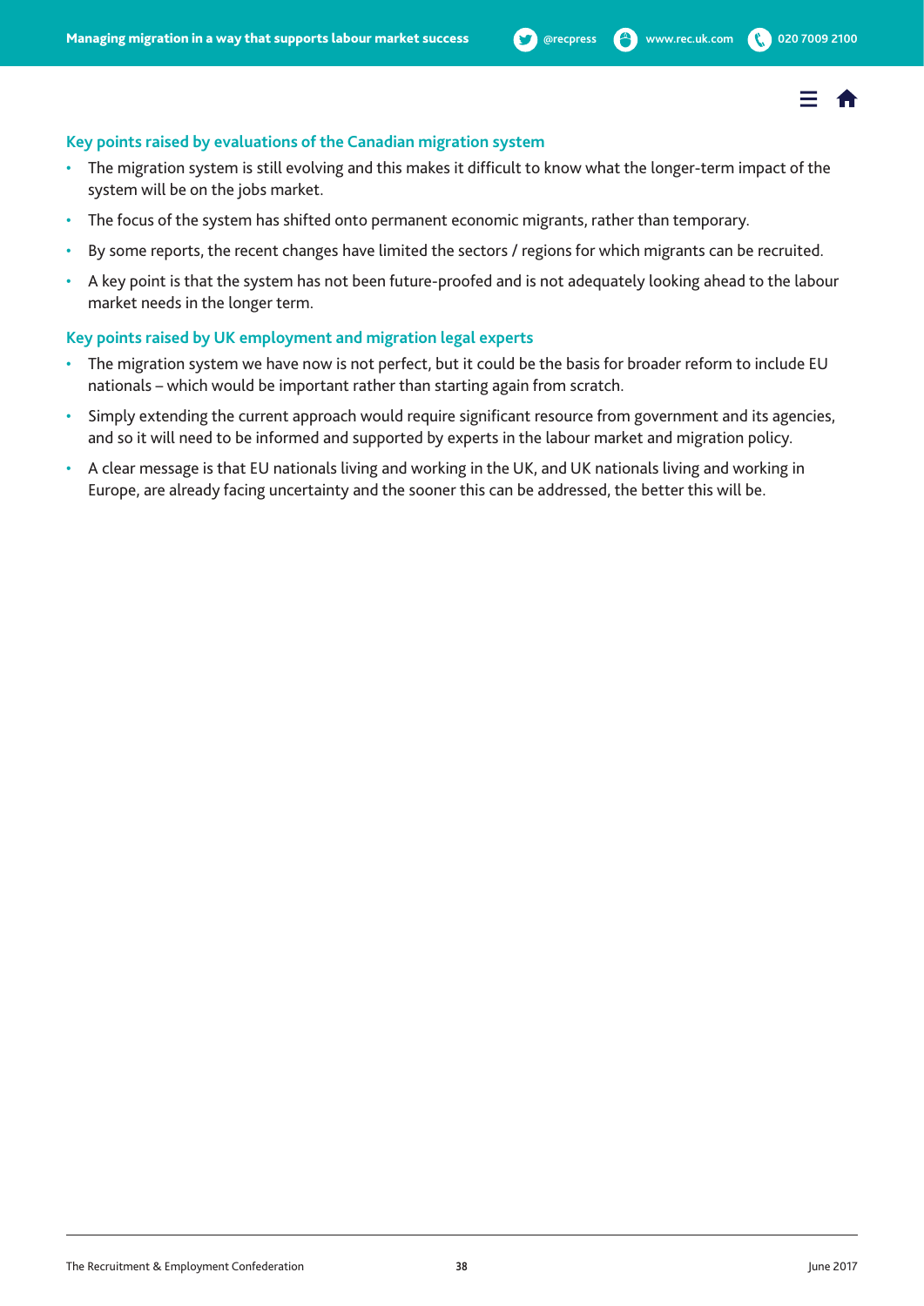### Key points raised by evaluations of the Canadian migration system

- The migration system is still evolving and this makes it difficult to know what the longer-term impact of the system will be on the jobs market.
- The focus of the system has shifted onto permanent economic migrants, rather than temporary.
- By some reports, the recent changes have limited the sectors / regions for which migrants can be recruited.
- A key point is that the system has not been future-proofed and is not adequately looking ahead to the labour market needs in the longer term.

### Key points raised by UK employment and migration legal experts

- The migration system we have now is not perfect, but it could be the basis for broader reform to include EU nationals – which would be important rather than starting again from scratch.
- Simply extending the current approach would require significant resource from government and its agencies, and so it will need to be informed and supported by experts in the labour market and migration policy.
- A clear message is that EU nationals living and working in the UK, and UK nationals living and working in Europe, are already facing uncertainty and the sooner this can be addressed, the better this will be.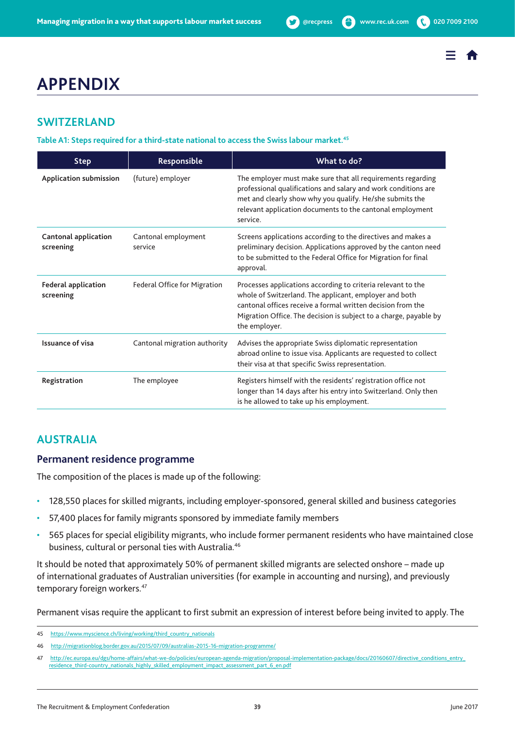# APPENDIX

## SWITZERLAND

**Table A1: Steps required for a third-state national to access the Swiss labour market.[45]**

| Step | Responsible | What to do? |
|---|---|---|
| **Application submission** | (future) employer | The employer must make sure that all requirements regarding professional qualifications and salary and work conditions are met and clearly show why you qualify. He/she submits the relevant application documents to the cantonal employment service. |
| **Cantonal application screening** | Cantonal employment service | Screens applications according to the directives and makes a preliminary decision. Applications approved by the canton need to be submitted to the Federal Office for Migration for final approval. |
| **Federal application screening** | Federal Office for Migration | Processes applications according to criteria relevant to the whole of Switzerland. The applicant, employer and both cantonal offices receive a formal written decision from the Migration Office. The decision is subject to a charge, payable by the employer. |
| **Issuance of visa** | Cantonal migration authority | Advises the appropriate Swiss diplomatic representation abroad online to issue visa. Applicants are requested to collect their visa at that specific Swiss representation. |
| **Registration** | The employee | Registers himself with the residents' registration office not longer than 14 days after his entry into Switzerland. Only then is he allowed to take up his employment. |

## AUSTRALIA

### Permanent residence programme

The composition of the places is made up of the following:

- 128,550 places for skilled migrants, including employer-sponsored, general skilled and business categories
- 57,400 places for family migrants sponsored by immediate family members
- 565 places for special eligibility migrants, who include former permanent residents who have maintained close business, cultural or personal ties with Australia.[46]

It should be noted that approximately 50% of permanent skilled migrants are selected onshore – made up of international graduates of Australian universities (for example in accounting and nursing), and previously temporary foreign workers.[47]

Permanent visas require the applicant to first submit an expression of interest before being invited to apply. The

45 https://www.myscience.ch/living/working/third_country_nationals

46 http://migrationblog.border.gov.au/2015/07/09/australias-2015-16-migration-programme/

47 http://ec.europa.eu/dgs/home-affairs/what-we-do/policies/european-agenda-migration/proposal-implementation-package/docs/20160607/directive_conditions_entry_residence_third-country_nationals_highly_skilled_employment_impact_assessment_part_6_en.pdf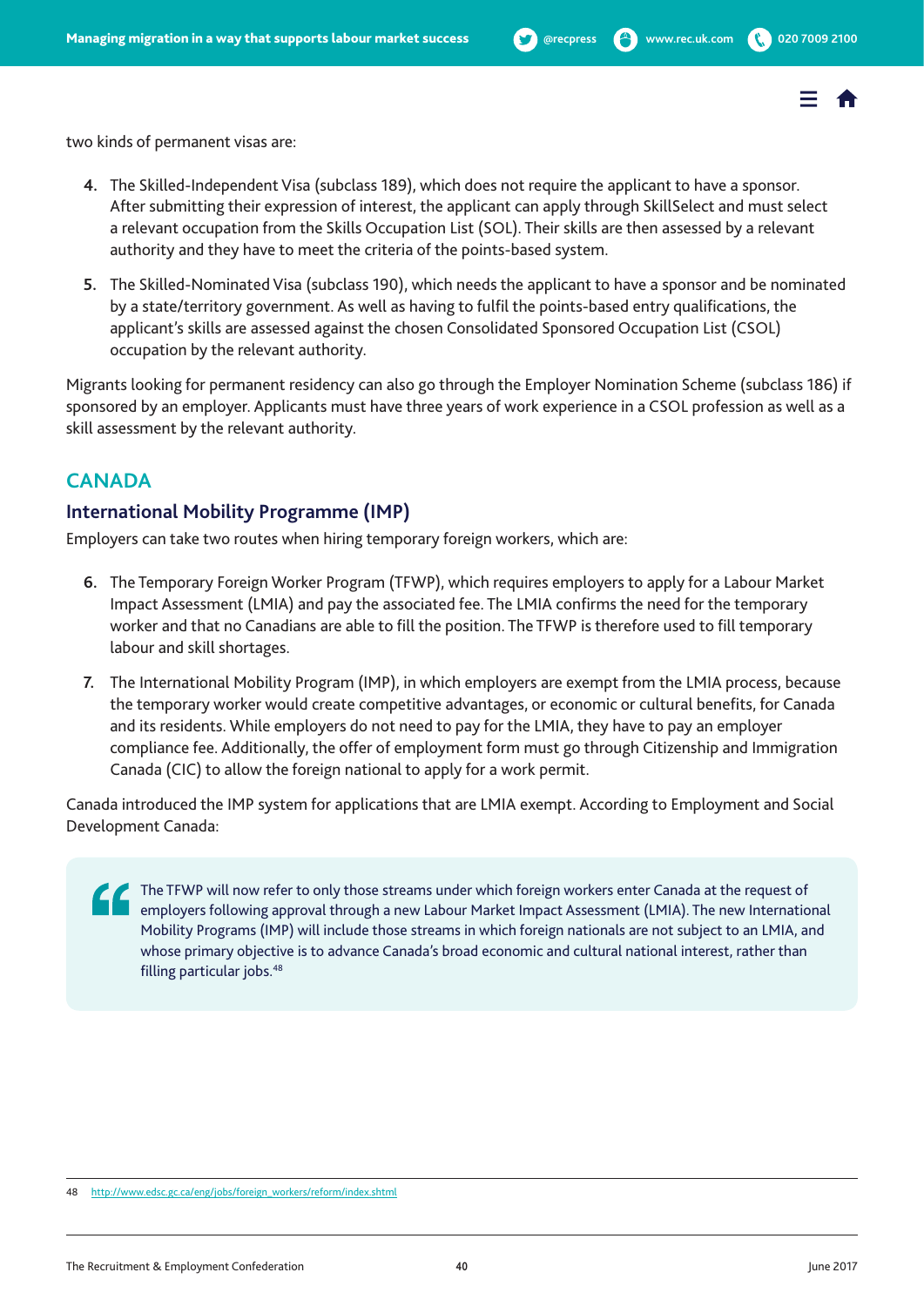two kinds of permanent visas are:

4. The Skilled-Independent Visa (subclass 189), which does not require the applicant to have a sponsor. After submitting their expression of interest, the applicant can apply through SkillSelect and must select a relevant occupation from the Skills Occupation List (SOL). Their skills are then assessed by a relevant authority and they have to meet the criteria of the points-based system.

5. The Skilled-Nominated Visa (subclass 190), which needs the applicant to have a sponsor and be nominated by a state/territory government. As well as having to fulfil the points-based entry qualifications, the applicant's skills are assessed against the chosen Consolidated Sponsored Occupation List (CSOL) occupation by the relevant authority.

Migrants looking for permanent residency can also go through the Employer Nomination Scheme (subclass 186) if sponsored by an employer. Applicants must have three years of work experience in a CSOL profession as well as a skill assessment by the relevant authority.

## CANADA

### International Mobility Programme (IMP)

Employers can take two routes when hiring temporary foreign workers, which are:

6. The Temporary Foreign Worker Program (TFWP), which requires employers to apply for a Labour Market Impact Assessment (LMIA) and pay the associated fee. The LMIA confirms the need for the temporary worker and that no Canadians are able to fill the position. The TFWP is therefore used to fill temporary labour and skill shortages.

7. The International Mobility Program (IMP), in which employers are exempt from the LMIA process, because the temporary worker would create competitive advantages, or economic or cultural benefits, for Canada and its residents. While employers do not need to pay for the LMIA, they have to pay an employer compliance fee. Additionally, the offer of employment form must go through Citizenship and Immigration Canada (CIC) to allow the foreign national to apply for a work permit.

Canada introduced the IMP system for applications that are LMIA exempt. According to Employment and Social Development Canada:

> The TFWP will now refer to only those streams under which foreign workers enter Canada at the request of employers following approval through a new Labour Market Impact Assessment (LMIA). The new International Mobility Programs (IMP) will include those streams in which foreign nationals are not subject to an LMIA, and whose primary objective is to advance Canada's broad economic and cultural national interest, rather than filling particular jobs.[48]

48 http://www.edsc.gc.ca/eng/jobs/foreign_workers/reform/index.shtml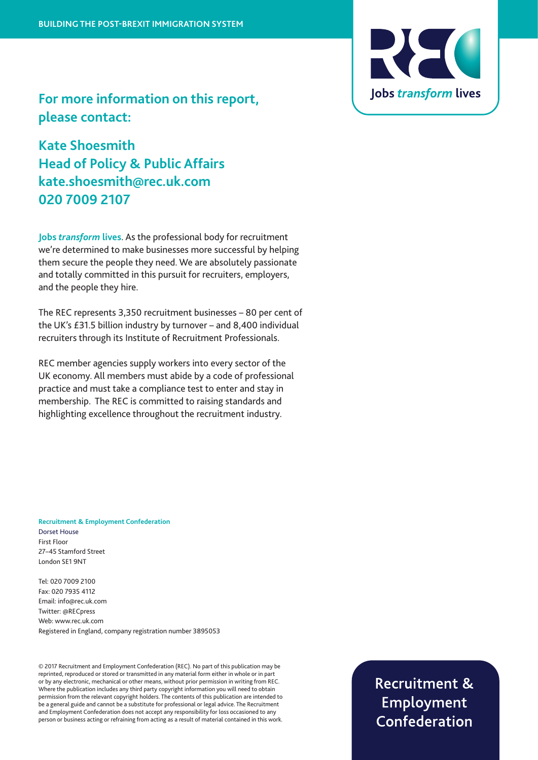## For more information on this report, please contact:

**Kate Shoesmith**
**Head of Policy & Public Affairs**
**kate.shoesmith@rec.uk.com**
**020 7009 2107**

**Jobs *transform* lives**. As the professional body for recruitment we're determined to make businesses more successful by helping them secure the people they need. We are absolutely passionate and totally committed in this pursuit for recruiters, employers, and the people they hire.

The REC represents 3,350 recruitment businesses – 80 per cent of the UK's £31.5 billion industry by turnover – and 8,400 individual recruiters through its Institute of Recruitment Professionals.

REC member agencies supply workers into every sector of the UK economy. All members must abide by a code of professional practice and must take a compliance test to enter and stay in membership. The REC is committed to raising standards and highlighting excellence throughout the recruitment industry.

**Recruitment & Employment Confederation**
Dorset House
First Floor
27–45 Stamford Street
London SE1 9NT

Tel: 020 7009 2100
Fax: 020 7935 4112
Email: info@rec.uk.com
Twitter: @RECpress
Web: www.rec.uk.com
Registered in England, company registration number 3895053

© 2017 Recruitment and Employment Confederation (REC). No part of this publication may be reprinted, reproduced or stored or transmitted in any material form either in whole or in part or by any electronic, mechanical or other means, without prior permission in writing from REC. Where the publication includes any third party copyright information you will need to obtain permission from the relevant copyright holders. The contents of this publication are intended to be a general guide and cannot be a substitute for professional or legal advice. The Recruitment and Employment Confederation does not accept any responsibility for loss occasioned to any person or business acting or refraining from acting as a result of material contained in this work.

Recruitment & Employment Confederation